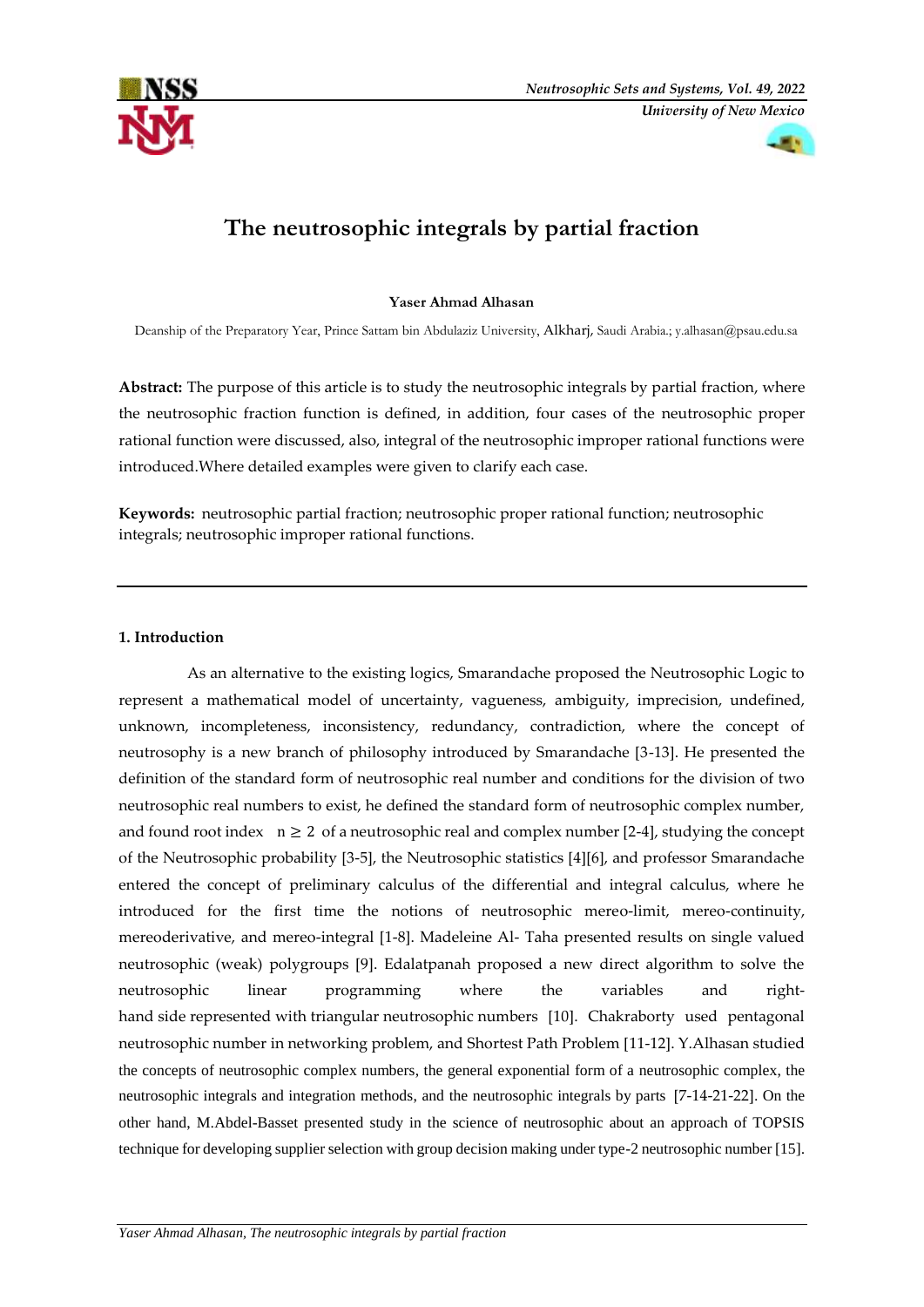# The neutrosophic integrals by partial fraction

**Yaser Ahmad Alhasan**

Deanship of the Preparatory Year, Prince Sattam bin Abdulaziz University, Alkharj, Saudi Arabia.; y.alhasan@psau.edu.sa

**Abstract:** The purpose of this article is to study the neutrosophic integrals by partial fraction, where the neutrosophic fraction function is defined, in addition, four cases of the neutrosophic proper rational function were discussed, also, integral of the neutrosophic improper rational functions were introduced.Where detailed examples were given to clarify each case.

**Keywords:** neutrosophic partial fraction; neutrosophic proper rational function; neutrosophic integrals; neutrosophic improper rational functions.

---

## 1. Introduction

As an alternative to the existing logics, Smarandache proposed the Neutrosophic Logic to represent a mathematical model of uncertainty, vagueness, ambiguity, imprecision, undefined, unknown, incompleteness, inconsistency, redundancy, contradiction, where the concept of neutrosophy is a new branch of philosophy introduced by Smarandache [3-13]. He presented the definition of the standard form of neutrosophic real number and conditions for the division of two neutrosophic real numbers to exist, he defined the standard form of neutrosophic complex number, and found root index $n \geq 2$ of a neutrosophic real and complex number [2-4], studying the concept of the Neutrosophic probability [3-5], the Neutrosophic statistics [4][6], and professor Smarandache entered the concept of preliminary calculus of the differential and integral calculus, where he introduced for the first time the notions of neutrosophic mereo-limit, mereo-continuity, mereoderivative, and mereo-integral [1-8]. Madeleine Al- Taha presented results on single valued neutrosophic (weak) polygroups [9]. Edalatpanah proposed a new direct algorithm to solve the neutrosophic linear programming where the variables and right-hand side represented with triangular neutrosophic numbers [10]. Chakraborty used pentagonal neutrosophic number in networking problem, and Shortest Path Problem [11-12]. Y.Alhasan studied the concepts of neutrosophic complex numbers, the general exponential form of a neutrosophic complex, the neutrosophic integrals and integration methods, and the neutrosophic integrals by parts [7-14-21-22]. On the other hand, M.Abdel-Basset presented study in the science of neutrosophic about an approach of TOPSIS technique for developing supplier selection with group decision making under type-2 neutrosophic number [15].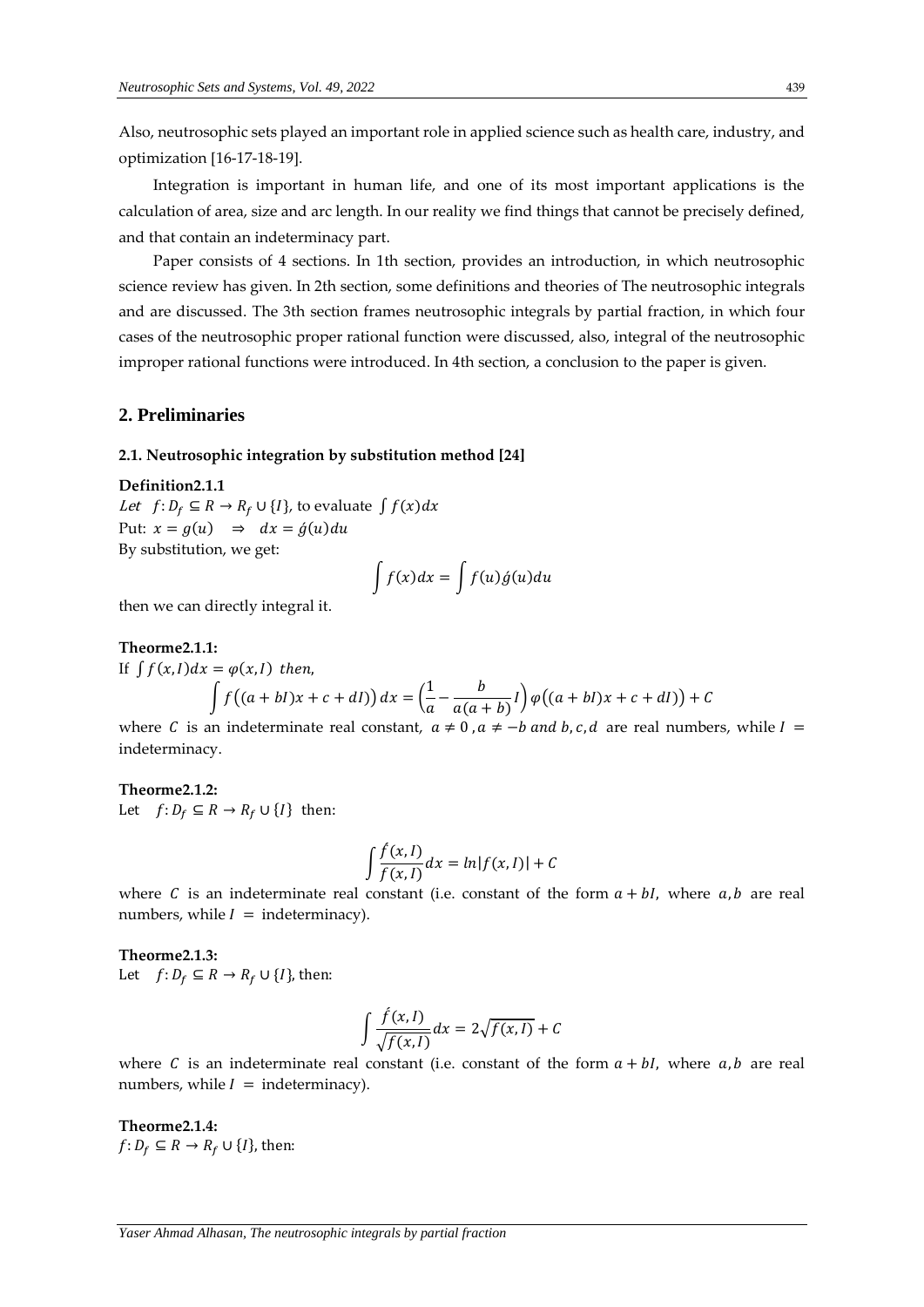Also, neutrosophic sets played an important role in applied science such as health care, industry, and optimization [16-17-18-19].

Integration is important in human life, and one of its most important applications is the calculation of area, size and arc length. In our reality we find things that cannot be precisely defined, and that contain an indeterminacy part.

Paper consists of 4 sections. In 1th section, provides an introduction, in which neutrosophic science review has given. In 2th section, some definitions and theories of The neutrosophic integrals and are discussed. The 3th section frames neutrosophic integrals by partial fraction, in which four cases of the neutrosophic proper rational function were discussed, also, integral of the neutrosophic improper rational functions were introduced. In 4th section, a conclusion to the paper is given.

## 2. Preliminaries

### 2.1. Neutrosophic integration by substitution method [24]

**Definition2.1.1**

*Let* $f: D_f \subseteq R \rightarrow R_f \cup \{I\}$, to evaluate $\int f(x)dx$

Put: $x = g(u) \quad \Rightarrow \quad dx = \acute{g}(u)du$

By substitution, we get:

$$\int f(x)dx = \int f(u)\acute{g}(u)du$$

then we can directly integral it.

**Theorme2.1.1:**

If $\int f(x, I)dx = \varphi(x, I)$ *then,*

$$\int f\big((a + bI)x + c + dI\big)\, dx = \left(\frac{1}{a} - \frac{b}{a(a + b)} I\right) \varphi\big((a + bI)x + c + dI\big) + C$$

where $C$ is an indeterminate real constant, $a \neq 0\,, a \neq -b$ *and* $b, c, d$ are real numbers, while $I$ = indeterminacy.

**Theorme2.1.2:**

Let $f: D_f \subseteq R \rightarrow R_f \cup \{I\}$ then:

$$\int \frac{\acute{f}(x, I)}{f(x, I)} dx = ln|f(x, I)| + C$$

where $C$ is an indeterminate real constant (i.e. constant of the form $a + bI$, where $a, b$ are real numbers, while $I$ = indeterminacy).

**Theorme2.1.3:**

Let $f: D_f \subseteq R \rightarrow R_f \cup \{I\}$, then:

$$\int \frac{\acute{f}(x, I)}{\sqrt{f(x, I)}} dx = 2\sqrt{f(x, I)} + C$$

where $C$ is an indeterminate real constant (i.e. constant of the form $a + bI$, where $a, b$ are real numbers, while $I$ = indeterminacy).

**Theorme2.1.4:**

$f: D_f \subseteq R \rightarrow R_f \cup \{I\}$, then: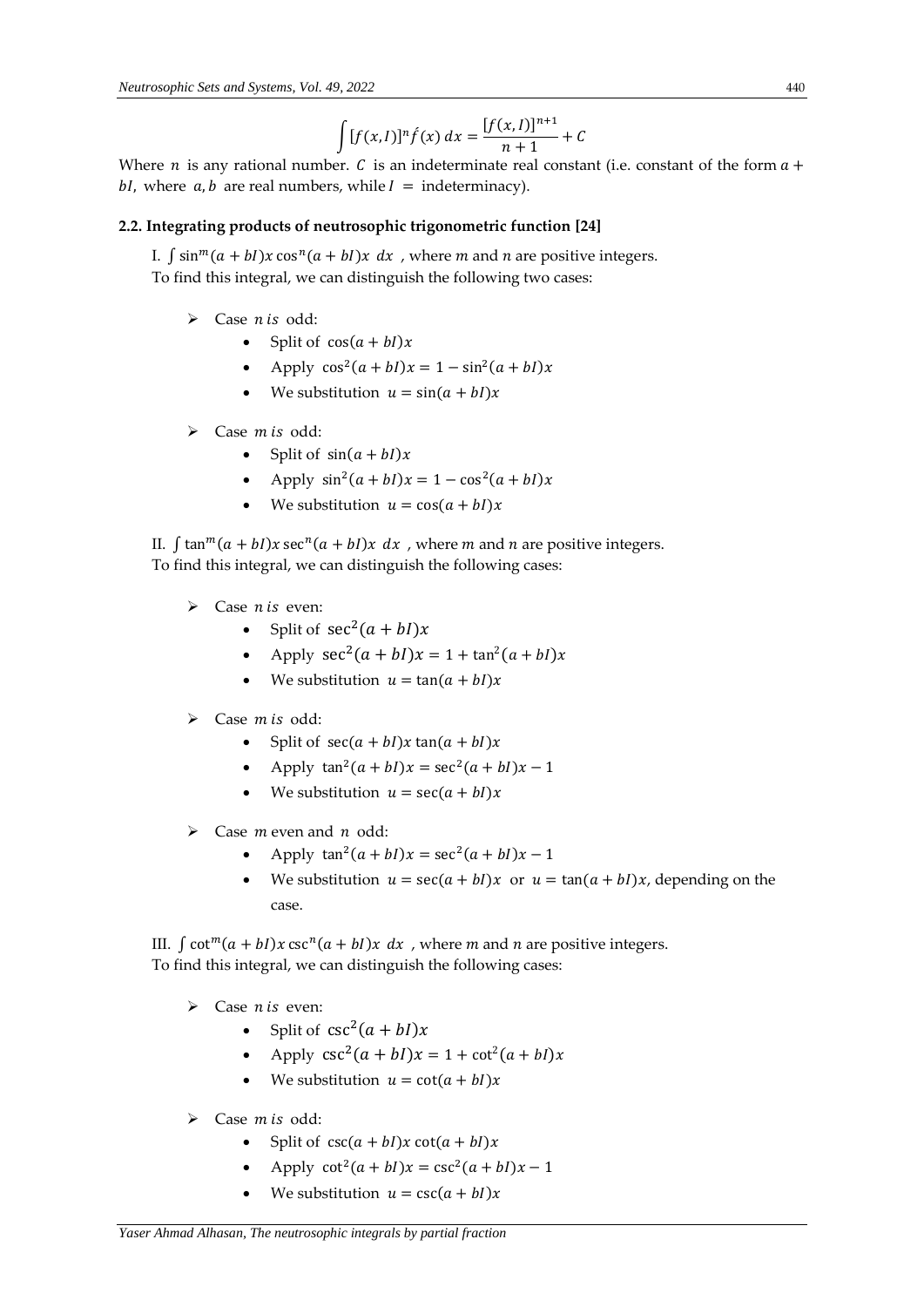$$\int [f(x,I)]^n \acute{f}(x)\, dx = \frac{[f(x,I)]^{n+1}}{n+1} + C$$

Where $n$ is any rational number. $C$ is an indeterminate real constant (i.e. constant of the form $a + bI$, where $a, b$ are real numbers, while $I$ = indeterminacy).

### 2.2. Integrating products of neutrosophic trigonometric function [24]

I. $\int \sin^m(a+bI)x \cos^n(a+bI)x \; dx$ , where $m$ and $n$ are positive integers.
To find this integral, we can distinguish the following two cases:

- Case $n\, is$ odd:
  - Split of $\cos(a+bI)x$
  - Apply $\cos^2(a+bI)x = 1 - \sin^2(a+bI)x$
  - We substitution $u = \sin(a+bI)x$
- Case $m\, is$ odd:
  - Split of $\sin(a+bI)x$
  - Apply $\sin^2(a+bI)x = 1 - \cos^2(a+bI)x$
  - We substitution $u = \cos(a+bI)x$

II. $\int \tan^m(a+bI)x \sec^n(a+bI)x \; dx$ , where $m$ and $n$ are positive integers.
To find this integral, we can distinguish the following cases:

- Case $n\, is$ even:
  - Split of $\sec^2(a+bI)x$
  - Apply $\sec^2(a+bI)x = 1 + \tan^2(a+bI)x$
  - We substitution $u = \tan(a+bI)x$
- Case $m\, is$ odd:
  - Split of $\sec(a+bI)x \tan(a+bI)x$
  - Apply $\tan^2(a+bI)x = \sec^2(a+bI)x - 1$
  - We substitution $u = \sec(a+bI)x$
- Case $m$ even and $n$ odd:
  - Apply $\tan^2(a+bI)x = \sec^2(a+bI)x - 1$
  - We substitution $u = \sec(a+bI)x$ or $u = \tan(a+bI)x$, depending on the case.

III. $\int \cot^m(a+bI)x \csc^n(a+bI)x \; dx$ , where $m$ and $n$ are positive integers.
To find this integral, we can distinguish the following cases:

- Case $n\, is$ even:
  - Split of $\csc^2(a+bI)x$
  - Apply $\csc^2(a+bI)x = 1 + \cot^2(a+bI)x$
  - We substitution $u = \cot(a+bI)x$
- Case $m\, is$ odd:
  - Split of $\csc(a+bI)x \cot(a+bI)x$
  - Apply $\cot^2(a+bI)x = \csc^2(a+bI)x - 1$
  - We substitution $u = \csc(a+bI)x$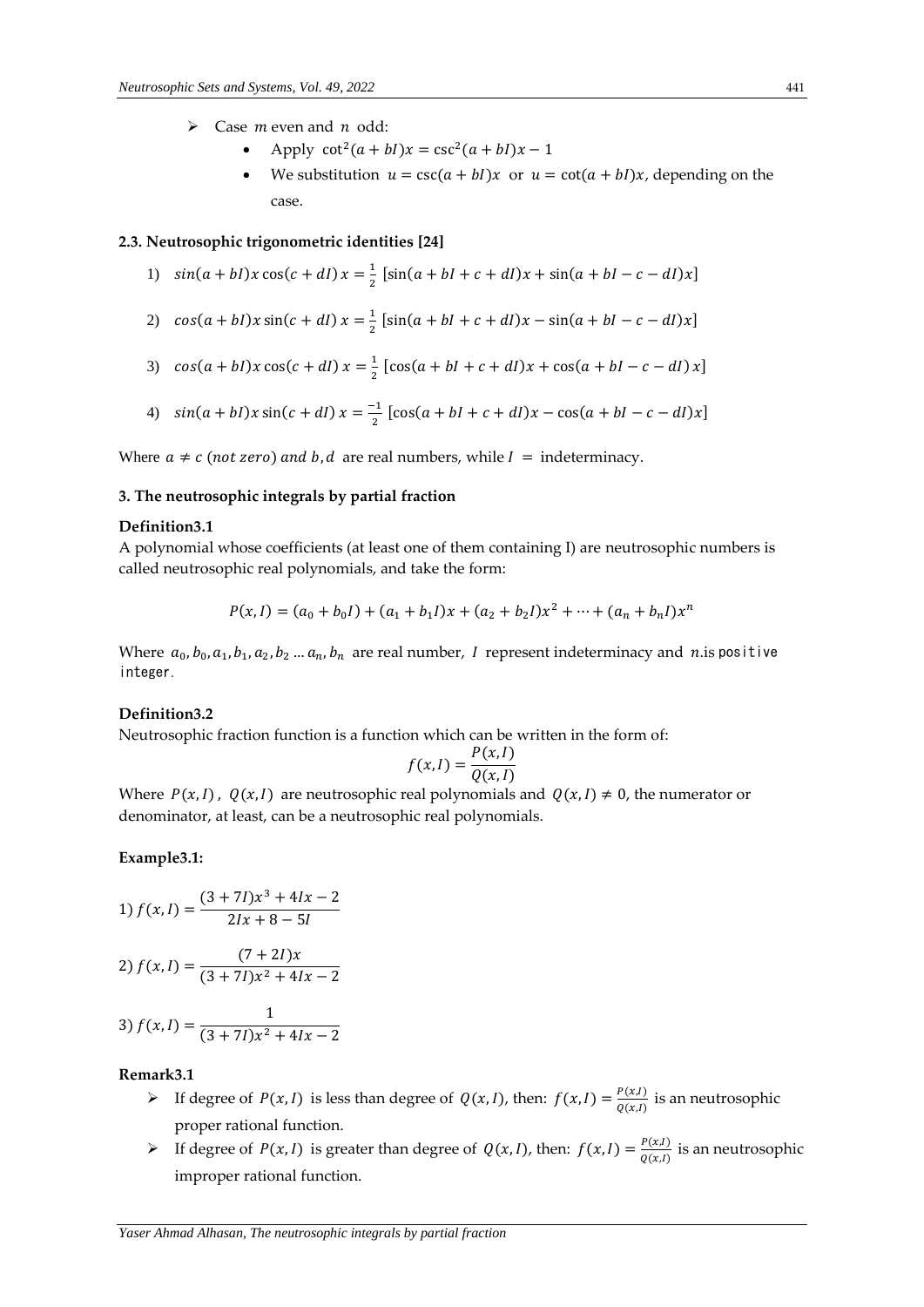- Case $m$ even and $n$ odd:
  - Apply $\cot^2(a+bI)x = \csc^2(a+bI)x - 1$
  - We substitution $u = \csc(a+bI)x$ or $u = \cot(a+bI)x$, depending on the case.

### 2.3. Neutrosophic trigonometric identities [24]

1) $sin(a+bI)x\cos(c+dI)\,x = \frac{1}{2}\,[\sin(a+bI+c+dI)x + \sin(a+bI-c-dI)x]$

2) $cos(a+bI)x\sin(c+dI)\,x = \frac{1}{2}\,[\sin(a+bI+c+dI)x - \sin(a+bI-c-dI)x]$

3) $cos(a+bI)x\cos(c+dI)\,x = \frac{1}{2}\,[\cos(a+bI+c+dI)x + \cos(a+bI-c-dI)\,x]$

4) $sin(a+bI)x\sin(c+dI)\,x = \frac{-1}{2}\,[\cos(a+bI+c+dI)x - \cos(a+bI-c-dI)x]$

Where $a \neq c\ (not\ zero)\ and\ b, d$ are real numbers, while $I$ = indeterminacy.

## 3. The neutrosophic integrals by partial fraction

**Definition3.1**

A polynomial whose coefficients (at least one of them containing I) are neutrosophic numbers is called neutrosophic real polynomials, and take the form:

$$P(x,I) = (a_0 + b_0I) + (a_1 + b_1I)x + (a_2 + b_2I)x^2 + \cdots + (a_n + b_nI)x^n$$

Where $a_0, b_0, a_1, b_1, a_2, b_2 \ldots a_n, b_n$ are real number, $I$ represent indeterminacy and $n$.is positive integer.

**Definition3.2**

Neutrosophic fraction function is a function which can be written in the form of:

$$f(x,I) = \frac{P(x,I)}{Q(x,I)}$$

Where $P(x,I)$, $Q(x,I)$ are neutrosophic real polynomials and $Q(x,I) \neq 0$, the numerator or denominator, at least, can be a neutrosophic real polynomials.

**Example3.1:**

1) $f(x,I) = \dfrac{(3+7I)x^3 + 4Ix - 2}{2Ix + 8 - 5I}$

2) $f(x,I) = \dfrac{(7+2I)x}{(3+7I)x^2 + 4Ix - 2}$

3) $f(x,I) = \dfrac{1}{(3+7I)x^2 + 4Ix - 2}$

**Remark3.1**

- If degree of $P(x,I)$ is less than degree of $Q(x,I)$, then: $f(x,I) = \frac{P(x,I)}{Q(x,I)}$ is an neutrosophic proper rational function.
- If degree of $P(x,I)$ is greater than degree of $Q(x,I)$, then: $f(x,I) = \frac{P(x,I)}{Q(x,I)}$ is an neutrosophic improper rational function.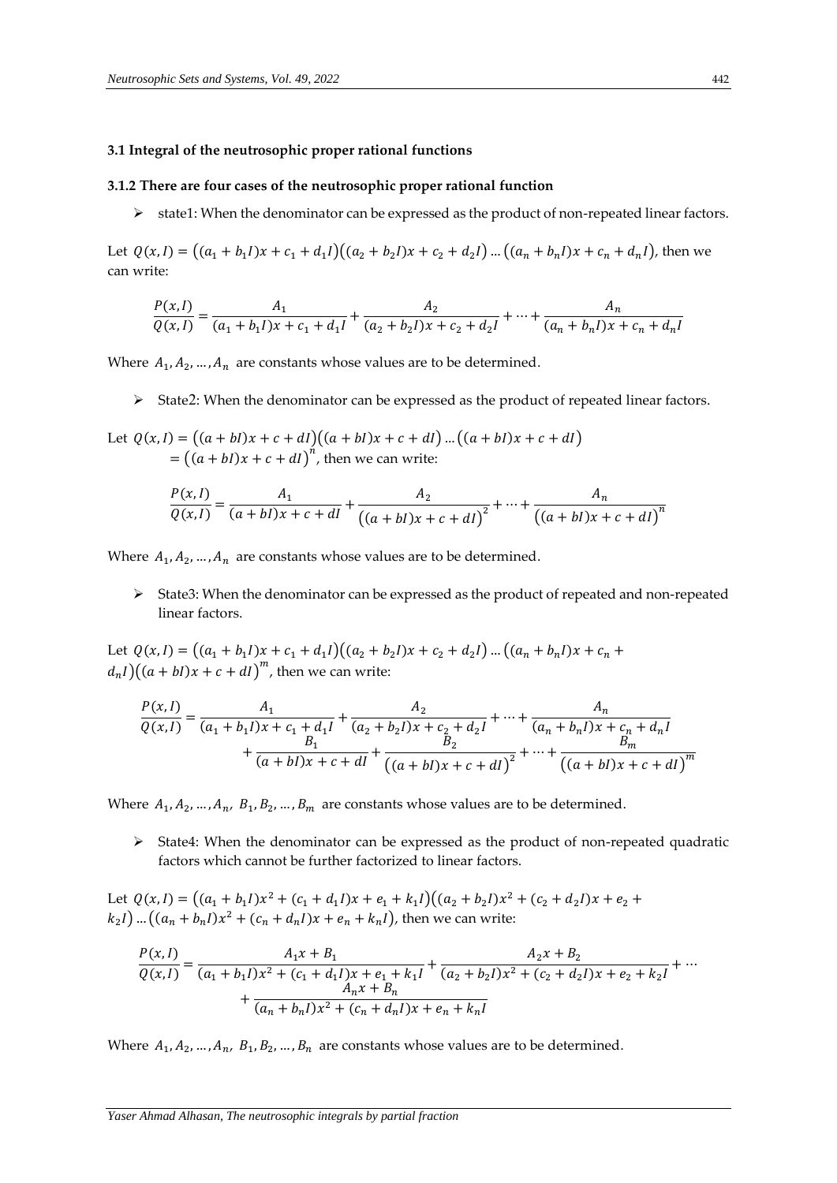### 3.1 Integral of the neutrosophic proper rational functions

### 3.1.2 There are four cases of the neutrosophic proper rational function

- state1: When the denominator can be expressed as the product of non-repeated linear factors.

Let $Q(x,I)=\left((a_1+b_1I)x+c_1+d_1I\right)\left((a_2+b_2I)x+c_2+d_2I\right)\dots\left((a_n+b_nI)x+c_n+d_nI\right)$, then we can write:

$$\frac{P(x,I)}{Q(x,I)}=\frac{A_1}{(a_1+b_1I)x+c_1+d_1I}+\frac{A_2}{(a_2+b_2I)x+c_2+d_2I}+\dots+\frac{A_n}{(a_n+b_nI)x+c_n+d_nI}$$

Where $A_1,A_2,\dots,A_n$ are constants whose values are to be determined.

- State2: When the denominator can be expressed as the product of repeated linear factors.

Let $Q(x,I)=\left((a+bI)x+c+dI\right)\left((a+bI)x+c+dI\right)\dots\left((a+bI)x+c+dI\right)$
$=\left((a+bI)x+c+dI\right)^n$, then we can write:

$$\frac{P(x,I)}{Q(x,I)}=\frac{A_1}{(a+bI)x+c+dI}+\frac{A_2}{\left((a+bI)x+c+dI\right)^2}+\dots+\frac{A_n}{\left((a+bI)x+c+dI\right)^n}$$

Where $A_1,A_2,\dots,A_n$ are constants whose values are to be determined.

- State3: When the denominator can be expressed as the product of repeated and non-repeated linear factors.

Let $Q(x,I)=\left((a_1+b_1I)x+c_1+d_1I\right)\left((a_2+b_2I)x+c_2+d_2I\right)\dots\left((a_n+b_nI)x+c_n+d_nI\right)\left((a+bI)x+c+dI\right)^m$, then we can write:

$$\frac{P(x,I)}{Q(x,I)}=\frac{A_1}{(a_1+b_1I)x+c_1+d_1I}+\frac{A_2}{(a_2+b_2I)x+c_2+d_2I}+\dots+\frac{A_n}{(a_n+b_nI)x+c_n+d_nI}+\frac{B_1}{(a+bI)x+c+dI}+\frac{B_2}{\left((a+bI)x+c+dI\right)^2}+\dots+\frac{B_m}{\left((a+bI)x+c+dI\right)^m}$$

Where $A_1,A_2,\dots,A_n,\ B_1,B_2,\dots,B_m$ are constants whose values are to be determined.

- State4: When the denominator can be expressed as the product of non-repeated quadratic factors which cannot be further factorized to linear factors.

Let $Q(x,I)=\left((a_1+b_1I)x^2+(c_1+d_1I)x+e_1+k_1I\right)\left((a_2+b_2I)x^2+(c_2+d_2I)x+e_2+k_2I\right)\dots\left((a_n+b_nI)x^2+(c_n+d_nI)x+e_n+k_nI\right)$, then we can write:

$$\frac{P(x,I)}{Q(x,I)}=\frac{A_1x+B_1}{(a_1+b_1I)x^2+(c_1+d_1I)x+e_1+k_1I}+\frac{A_2x+B_2}{(a_2+b_2I)x^2+(c_2+d_2I)x+e_2+k_2I}+\dots+\frac{A_nx+B_n}{(a_n+b_nI)x^2+(c_n+d_nI)x+e_n+k_nI}$$

Where $A_1,A_2,\dots,A_n,\ B_1,B_2,\dots,B_n$ are constants whose values are to be determined.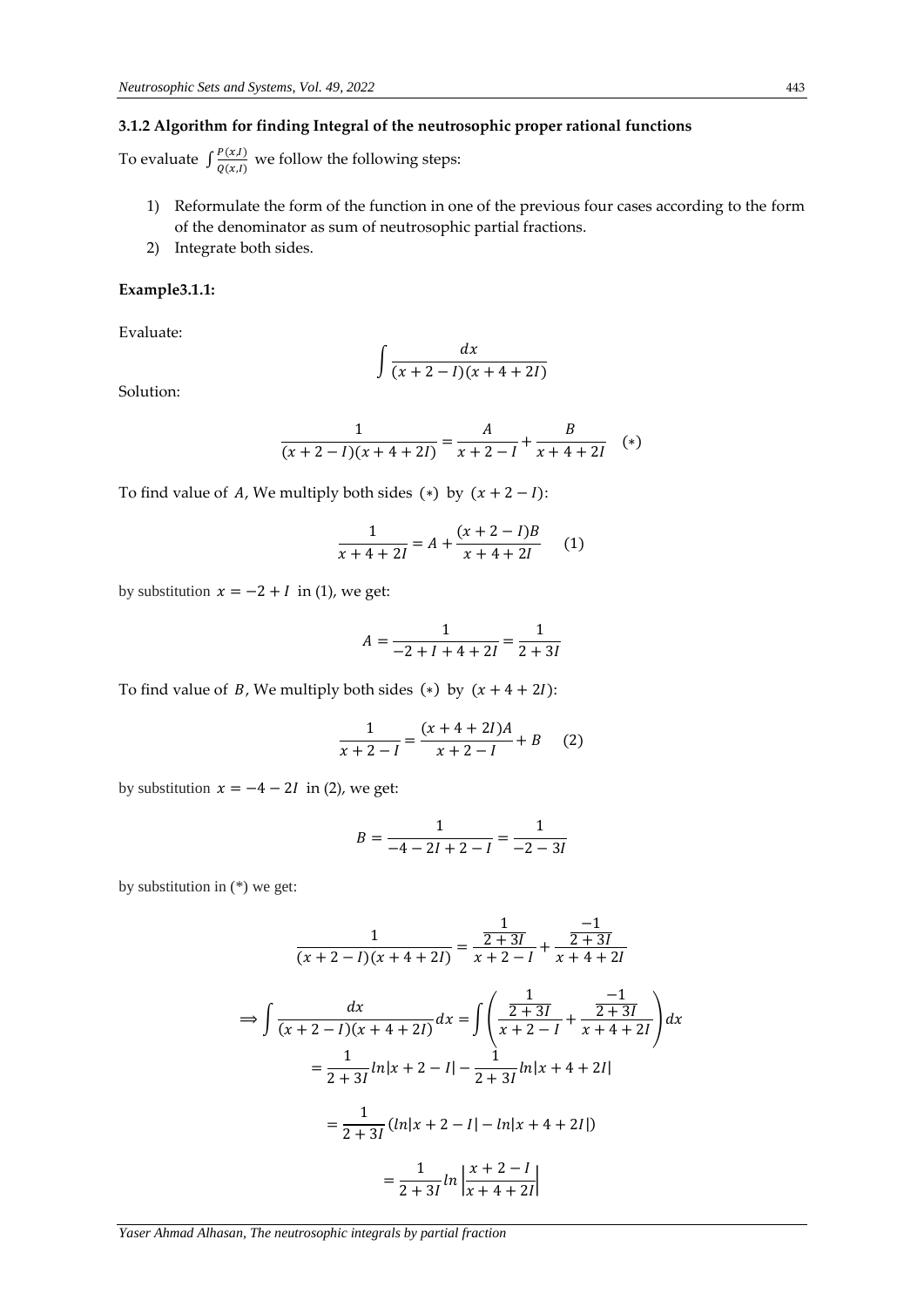### 3.1.2 Algorithm for finding Integral of the neutrosophic proper rational functions

To evaluate $\int \frac{P(x,I)}{Q(x,I)}$ we follow the following steps:

1) Reformulate the form of the function in one of the previous four cases according to the form of the denominator as sum of neutrosophic partial fractions.
2) Integrate both sides.

**Example3.1.1:**

Evaluate:

$$\int \frac{dx}{(x+2-I)(x+4+2I)}$$

Solution:

$$\frac{1}{(x+2-I)(x+4+2I)} = \frac{A}{x+2-I} + \frac{B}{x+4+2I} \quad (*)$$

To find value of $A$, We multiply both sides $(*)$ by $(x+2-I)$:

$$\frac{1}{x+4+2I} = A + \frac{(x+2-I)B}{x+4+2I} \quad (1)$$

by substitution $x = -2+I$ in (1), we get:

$$A = \frac{1}{-2+I+4+2I} = \frac{1}{2+3I}$$

To find value of $B$, We multiply both sides $(*)$ by $(x+4+2I)$:

$$\frac{1}{x+2-I} = \frac{(x+4+2I)A}{x+2-I} + B \quad (2)$$

by substitution $x = -4-2I$ in (2), we get:

$$B = \frac{1}{-4-2I+2-I} = \frac{1}{-2-3I}$$

by substitution in (*) we get:

$$\frac{1}{(x+2-I)(x+4+2I)} = \frac{\frac{1}{2+3I}}{x+2-I} + \frac{\frac{-1}{2+3I}}{x+4+2I}$$

$$\Longrightarrow \int \frac{dx}{(x+2-I)(x+4+2I)}dx = \int \left( \frac{\frac{1}{2+3I}}{x+2-I} + \frac{\frac{-1}{2+3I}}{x+4+2I} \right) dx$$

$$= \frac{1}{2+3I} ln|x+2-I| - \frac{1}{2+3I} ln|x+4+2I|$$

$$= \frac{1}{2+3I} (ln|x+2-I| - ln|x+4+2I|)$$

$$= \frac{1}{2+3I} ln \left| \frac{x+2-I}{x+4+2I} \right|$$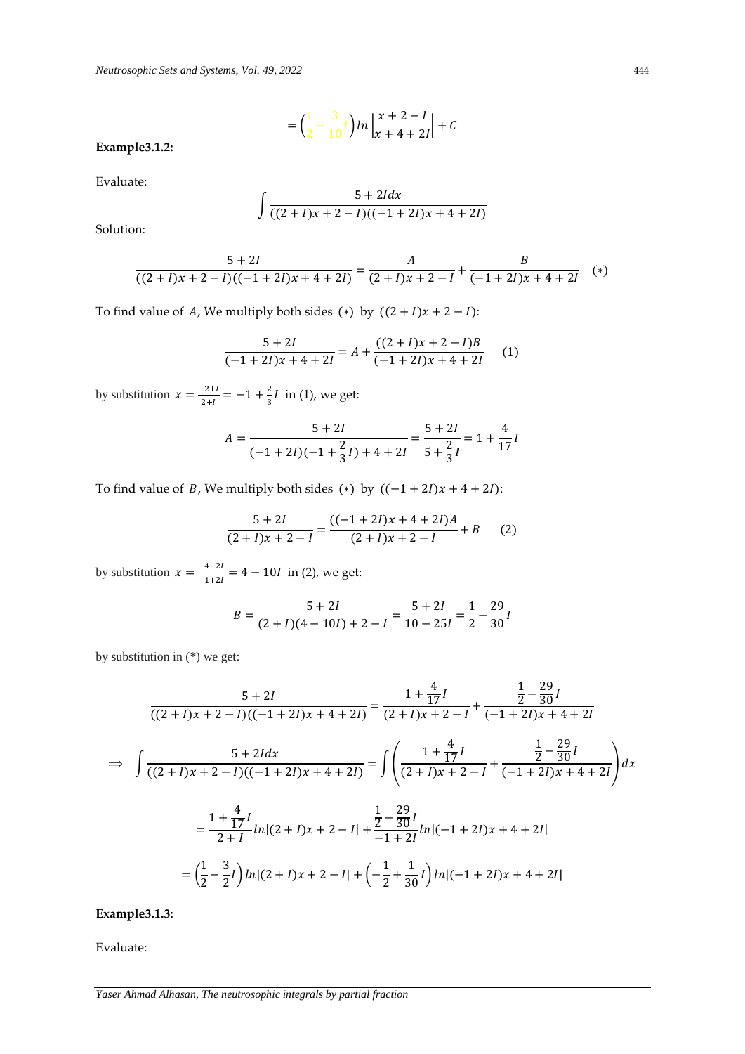$$= \left(\frac{1}{2} - \frac{3}{10}I\right) ln \left|\frac{x+2-I}{x+4+2I}\right| + C$$

**Example3.1.2:**

Evaluate:

$$\int \frac{5+2Idx}{((2+I)x+2-I)((-1+2I)x+4+2I)}$$

Solution:

$$\frac{5+2I}{((2+I)x+2-I)((-1+2I)x+4+2I)} = \frac{A}{(2+I)x+2-I} + \frac{B}{(-1+2I)x+4+2I} \quad (*)$$

To find value of $A$, We multiply both sides $(*)$ by $((2+I)x+2-I)$:

$$\frac{5+2I}{(-1+2I)x+4+2I} = A + \frac{((2+I)x+2-I)B}{(-1+2I)x+4+2I} \quad (1)$$

by substitution $x = \frac{-2+I}{2+I} = -1 + \frac{2}{3}I$ in (1), we get:

$$A = \frac{5+2I}{(-1+2I)(-1+\frac{2}{3}I)+4+2I} = \frac{5+2I}{5+\frac{2}{3}I} = 1 + \frac{4}{17}I$$

To find value of $B$, We multiply both sides $(*)$ by $((-1+2I)x+4+2I)$:

$$\frac{5+2I}{(2+I)x+2-I} = \frac{((-1+2I)x+4+2I)A}{(2+I)x+2-I} + B \quad (2)$$

by substitution $x = \frac{-4-2I}{-1+2I} = 4 - 10I$ in (2), we get:

$$B = \frac{5+2I}{(2+I)(4-10I)+2-I} = \frac{5+2I}{10-25I} = \frac{1}{2} - \frac{29}{30}I$$

by substitution in (*) we get:

$$\frac{5+2I}{((2+I)x+2-I)((-1+2I)x+4+2I)} = \frac{1+\frac{4}{17}I}{(2+I)x+2-I} + \frac{\frac{1}{2}-\frac{29}{30}I}{(-1+2I)x+4+2I}$$

$$\Rightarrow \int \frac{5+2Idx}{((2+I)x+2-I)((-1+2I)x+4+2I)} = \int \left(\frac{1+\frac{4}{17}I}{(2+I)x+2-I} + \frac{\frac{1}{2}-\frac{29}{30}I}{(-1+2I)x+4+2I}\right)dx$$

$$= \frac{1+\frac{4}{17}I}{2+I} ln|(2+I)x+2-I| + \frac{\frac{1}{2}-\frac{29}{30}I}{-1+2I} ln|(-1+2I)x+4+2I|$$

$$= \left(\frac{1}{2} - \frac{3}{2}I\right) ln|(2+I)x+2-I| + \left(-\frac{1}{2} + \frac{1}{30}I\right) ln|(-1+2I)x+4+2I|$$

**Example3.1.3:**

Evaluate: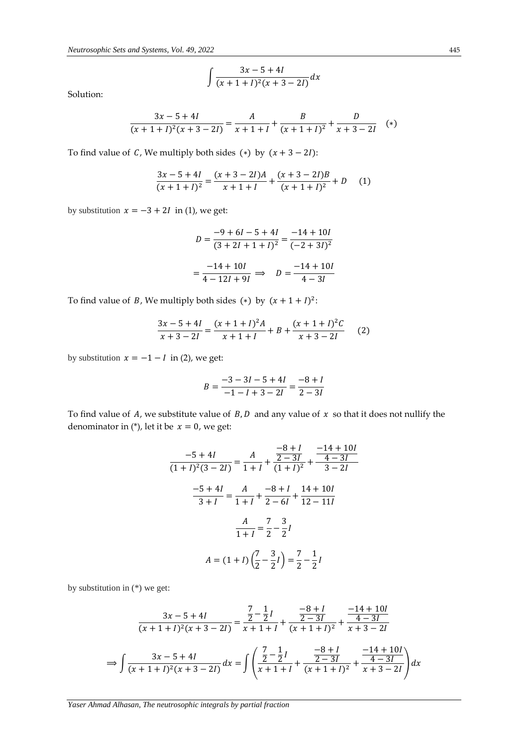$$\int \frac{3x - 5 + 4I}{(x + 1 + I)^2(x + 3 - 2I)} dx$$

Solution:

$$\frac{3x - 5 + 4I}{(x + 1 + I)^2(x + 3 - 2I)} = \frac{A}{x + 1 + I} + \frac{B}{(x + 1 + I)^2} + \frac{D}{x + 3 - 2I} \quad (*)$$

To find value of $C$, We multiply both sides $(*)$ by $(x + 3 - 2I)$:

$$\frac{3x - 5 + 4I}{(x + 1 + I)^2} = \frac{(x + 3 - 2I)A}{x + 1 + I} + \frac{(x + 3 - 2I)B}{(x + 1 + I)^2} + D \quad (1)$$

by substitution $x = -3 + 2I$ in (1), we get:

$$D = \frac{-9 + 6I - 5 + 4I}{(3 + 2I + 1 + I)^2} = \frac{-14 + 10I}{(-2 + 3I)^2}$$

$$= \frac{-14 + 10I}{4 - 12I + 9I} \implies \quad D = \frac{-14 + 10I}{4 - 3I}$$

To find value of $B$, We multiply both sides $(*)$ by $(x + 1 + I)^2$:

$$\frac{3x - 5 + 4I}{x + 3 - 2I} = \frac{(x + 1 + I)^2 A}{x + 1 + I} + B + \frac{(x + 1 + I)^2 C}{x + 3 - 2I} \quad (2)$$

by substitution $x = -1 - I$ in (2), we get:

$$B = \frac{-3 - 3I - 5 + 4I}{-1 - I + 3 - 2I} = \frac{-8 + I}{2 - 3I}$$

To find value of $A$, we substitute value of $B, D$ and any value of $x$ so that it does not nullify the denominator in (*), let it be $x = 0$, we get:

$$\frac{-5 + 4I}{(1 + I)^2(3 - 2I)} = \frac{A}{1 + I} + \frac{\frac{-8 + I}{2 - 3I}}{(1 + I)^2} + \frac{\frac{-14 + 10I}{4 - 3I}}{3 - 2I}$$

$$\frac{-5 + 4I}{3 + I} = \frac{A}{1 + I} + \frac{-8 + I}{2 - 6I} + \frac{14 + 10I}{12 - 11I}$$

$$\frac{A}{1 + I} = \frac{7}{2} - \frac{3}{2}I$$

$$A = (1 + I)\left(\frac{7}{2} - \frac{3}{2}I\right) = \frac{7}{2} - \frac{1}{2}I$$

by substitution in (*) we get:

$$\frac{3x - 5 + 4I}{(x + 1 + I)^2(x + 3 - 2I)} = \frac{\frac{7}{2} - \frac{1}{2}I}{x + 1 + I} + \frac{\frac{-8 + I}{2 - 3I}}{(x + 1 + I)^2} + \frac{\frac{-14 + 10I}{4 - 3I}}{x + 3 - 2I}$$

$$\implies \int \frac{3x - 5 + 4I}{(x + 1 + I)^2(x + 3 - 2I)} dx = \int \left( \frac{\frac{7}{2} - \frac{1}{2}I}{x + 1 + I} + \frac{\frac{-8 + I}{2 - 3I}}{(x + 1 + I)^2} + \frac{\frac{-14 + 10I}{4 - 3I}}{x + 3 - 2I} \right) dx$$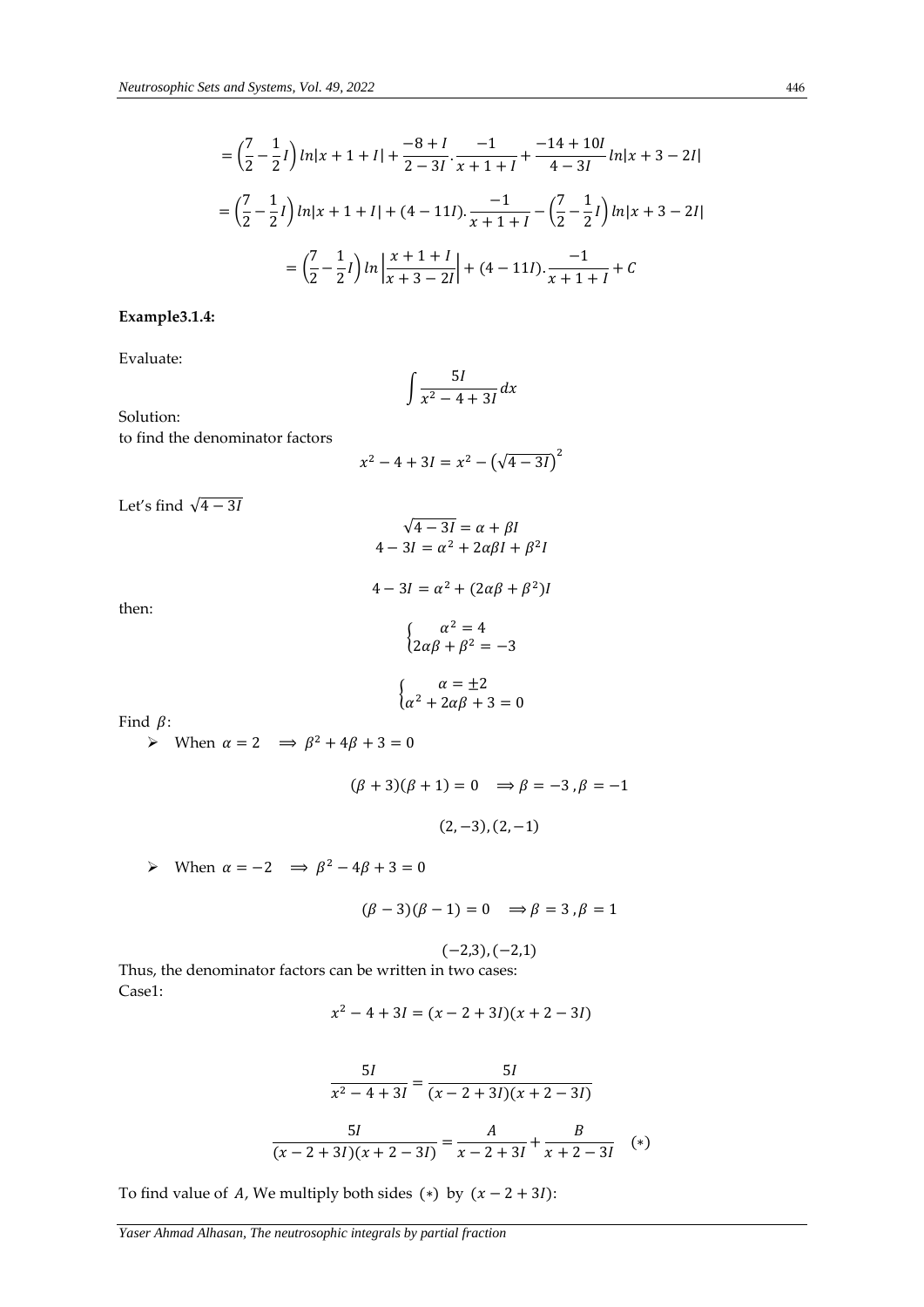$$= \left(\frac{7}{2} - \frac{1}{2}I\right) ln|x+1+I| + \frac{-8+I}{2-3I} \cdot \frac{-1}{x+1+I} + \frac{-14+10I}{4-3I} ln|x+3-2I|$$

$$= \left(\frac{7}{2} - \frac{1}{2}I\right) ln|x+1+I| + (4-11I) \cdot \frac{-1}{x+1+I} - \left(\frac{7}{2} - \frac{1}{2}I\right) ln|x+3-2I|$$

$$= \left(\frac{7}{2} - \frac{1}{2}I\right) ln\left|\frac{x+1+I}{x+3-2I}\right| + (4-11I) \cdot \frac{-1}{x+1+I} + C$$

**Example3.1.4:**

Evaluate:

$$\int \frac{5I}{x^2 - 4 + 3I} dx$$

Solution:
to find the denominator factors

$$x^2 - 4 + 3I = x^2 - \left(\sqrt{4-3I}\right)^2$$

Let's find $\sqrt{4-3I}$

$$\sqrt{4-3I} = \alpha + \beta I$$
$$4 - 3I = \alpha^2 + 2\alpha\beta I + \beta^2 I$$

$$4 - 3I = \alpha^2 + (2\alpha\beta + \beta^2)I$$

then:

$$\begin{cases} \alpha^2 = 4 \\ 2\alpha\beta + \beta^2 = -3 \end{cases}$$

$$\begin{cases} \alpha = \pm 2 \\ \alpha^2 + 2\alpha\beta + 3 = 0 \end{cases}$$

Find $\beta$:

- When $\alpha = 2 \quad \Longrightarrow \beta^2 + 4\beta + 3 = 0$

$$(\beta + 3)(\beta + 1) = 0 \quad \Longrightarrow \beta = -3, \beta = -1$$

$$(2, -3), (2, -1)$$

- When $\alpha = -2 \quad \Longrightarrow \beta^2 - 4\beta + 3 = 0$

$$(\beta - 3)(\beta - 1) = 0 \quad \Longrightarrow \beta = 3, \beta = 1$$

$$(-2,3), (-2,1)$$

Thus, the denominator factors can be written in two cases:
Case1:

$$x^2 - 4 + 3I = (x - 2 + 3I)(x + 2 - 3I)$$

$$\frac{5I}{x^2 - 4 + 3I} = \frac{5I}{(x - 2 + 3I)(x + 2 - 3I)}$$

$$\frac{5I}{(x - 2 + 3I)(x + 2 - 3I)} = \frac{A}{x - 2 + 3I} + \frac{B}{x + 2 - 3I} \quad (*)$$

To find value of $A$, We multiply both sides $(*)$ by $(x - 2 + 3I)$: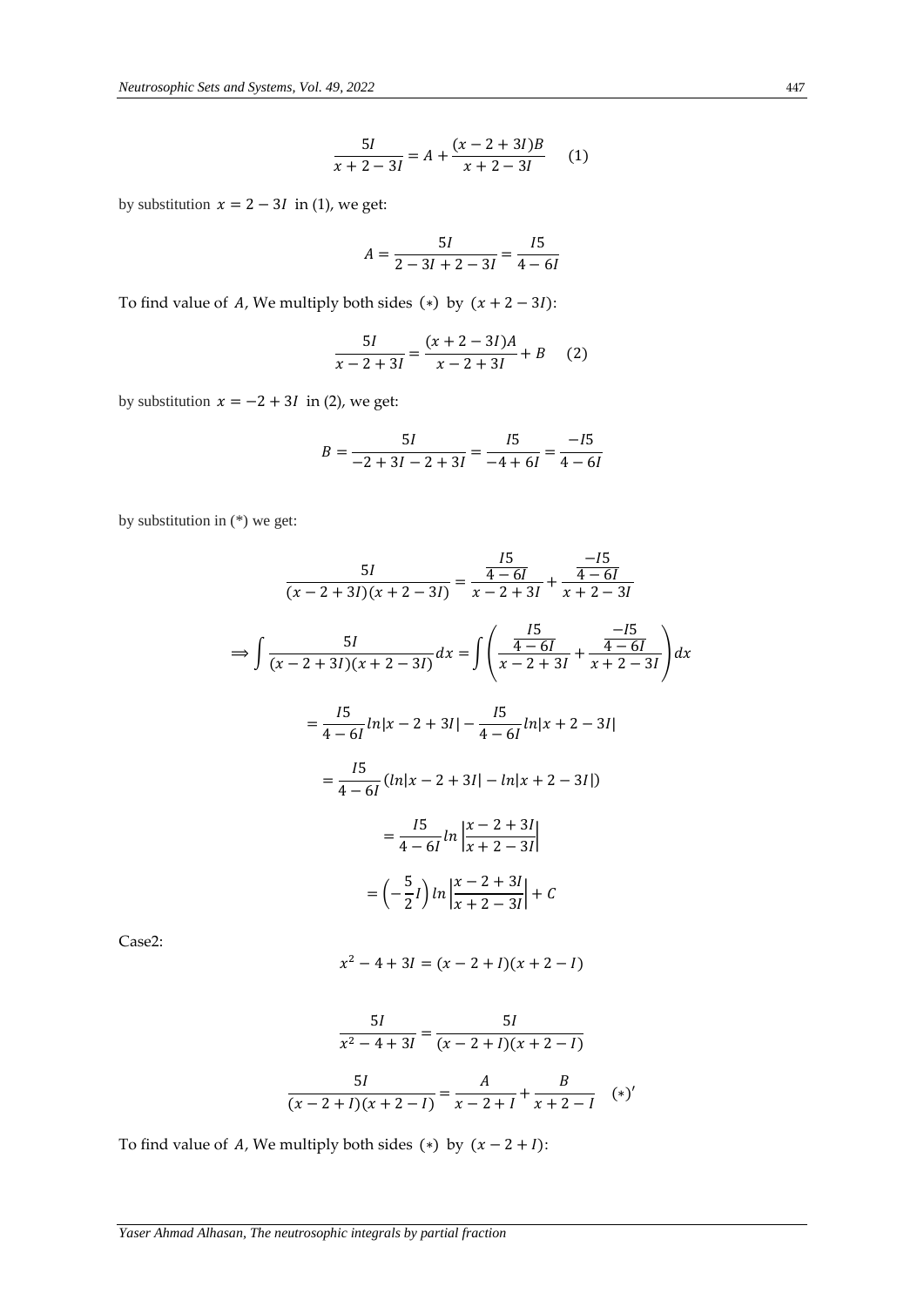$$\frac{5I}{x+2-3I} = A + \frac{(x-2+3I)B}{x+2-3I} \quad (1)$$

by substitution $x = 2 - 3I$ in (1), we get:

$$A = \frac{5I}{2-3I+2-3I} = \frac{I5}{4-6I}$$

To find value of $A$, We multiply both sides $(*)$ by $(x+2-3I)$:

$$\frac{5I}{x-2+3I} = \frac{(x+2-3I)A}{x-2+3I} + B \quad (2)$$

by substitution $x = -2 + 3I$ in (2), we get:

$$B = \frac{5I}{-2+3I-2+3I} = \frac{I5}{-4+6I} = \frac{-I5}{4-6I}$$

by substitution in (*) we get:

$$\frac{5I}{(x-2+3I)(x+2-3I)} = \frac{\frac{I5}{4-6I}}{x-2+3I} + \frac{\frac{-I5}{4-6I}}{x+2-3I}$$

$$\Rightarrow \int \frac{5I}{(x-2+3I)(x+2-3I)}dx = \int \left( \frac{\frac{I5}{4-6I}}{x-2+3I} + \frac{\frac{-I5}{4-6I}}{x+2-3I} \right) dx$$

$$= \frac{I5}{4-6I} ln|x-2+3I| - \frac{I5}{4-6I} ln|x+2-3I|$$

$$= \frac{I5}{4-6I} (ln|x-2+3I| - ln|x+2-3I|)$$

$$= \frac{I5}{4-6I} ln\left|\frac{x-2+3I}{x+2-3I}\right|$$

$$= \left(-\frac{5}{2}I\right) ln\left|\frac{x-2+3I}{x+2-3I}\right| + C$$

Case2:

$$x^2 - 4 + 3I = (x-2+I)(x+2-I)$$

$$\frac{5I}{x^2-4+3I} = \frac{5I}{(x-2+I)(x+2-I)}$$

$$\frac{5I}{(x-2+I)(x+2-I)} = \frac{A}{x-2+I} + \frac{B}{x+2-I} \quad (*)'$$

To find value of $A$, We multiply both sides $(*)$ by $(x-2+I)$: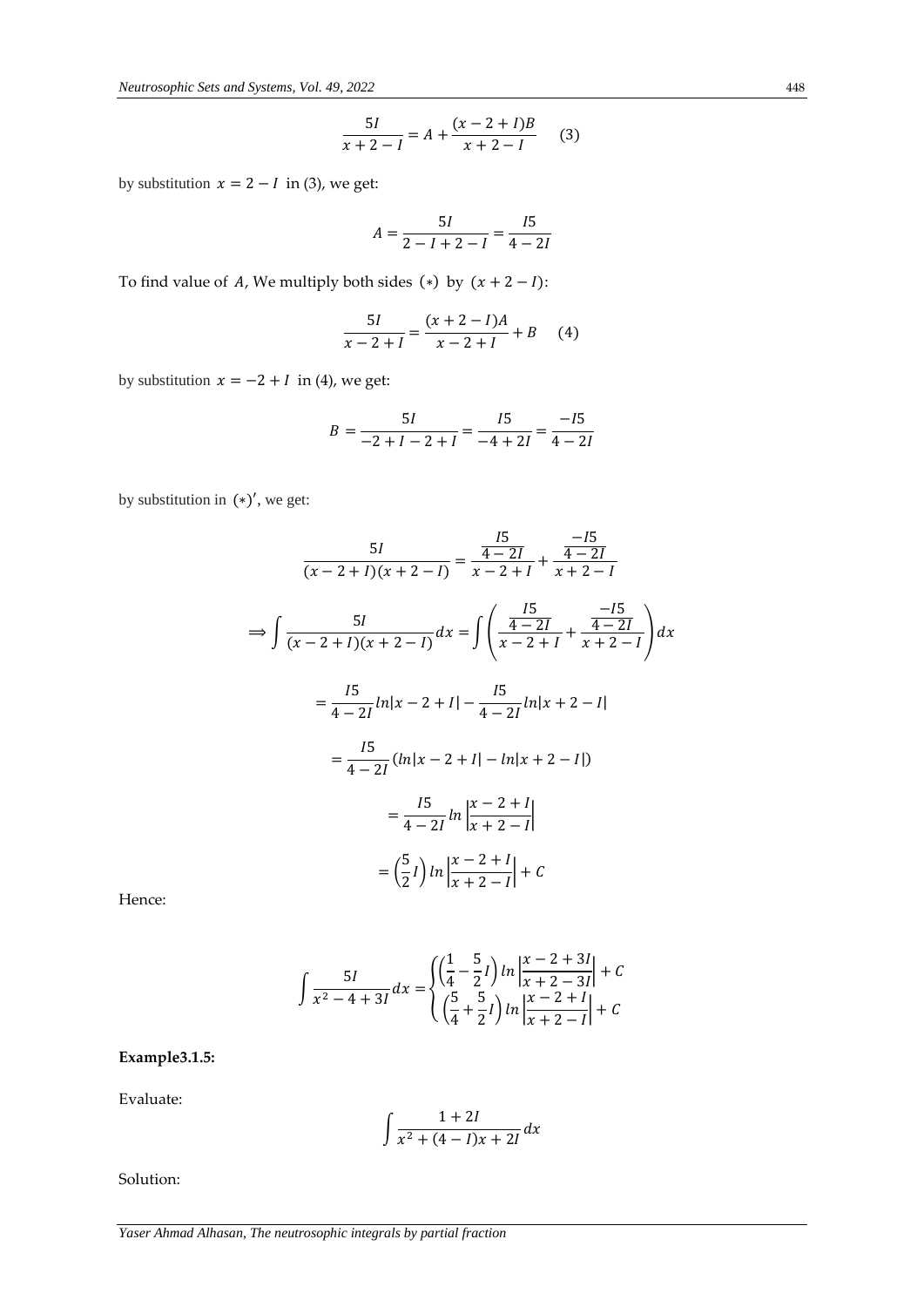$$\frac{5I}{x+2-I} = A + \frac{(x-2+I)B}{x+2-I} \quad (3)$$

by substitution $x = 2 - I$ in (3), we get:

$$A = \frac{5I}{2-I+2-I} = \frac{I5}{4-2I}$$

To find value of $A$, We multiply both sides $(*)$ by $(x+2-I)$:

$$\frac{5I}{x-2+I} = \frac{(x+2-I)A}{x-2+I} + B \quad (4)$$

by substitution $x = -2 + I$ in (4), we get:

$$B = \frac{5I}{-2+I-2+I} = \frac{I5}{-4+2I} = \frac{-I5}{4-2I}$$

by substitution in $(*)'$, we get:

$$\frac{5I}{(x-2+I)(x+2-I)} = \frac{\frac{I5}{4-2I}}{x-2+I} + \frac{\frac{-I5}{4-2I}}{x+2-I}$$

$$\Longrightarrow \int \frac{5I}{(x-2+I)(x+2-I)}dx = \int \left( \frac{\frac{I5}{4-2I}}{x-2+I} + \frac{\frac{-I5}{4-2I}}{x+2-I} \right) dx$$

$$= \frac{I5}{4-2I} ln|x-2+I| - \frac{I5}{4-2I} ln|x+2-I|$$

$$= \frac{I5}{4-2I} (ln|x-2+I| - ln|x+2-I|)$$

$$= \frac{I5}{4-2I} ln\left|\frac{x-2+I}{x+2-I}\right|$$

$$= \left(\frac{5}{2}I\right) ln\left|\frac{x-2+I}{x+2-I}\right| + C$$

Hence:

$$\int \frac{5I}{x^2-4+3I}dx = \begin{cases} \left(\frac{1}{4} - \frac{5}{2}I\right) ln\left|\frac{x-2+3I}{x+2-3I}\right| + C \\ \left(\frac{5}{4} + \frac{5}{2}I\right) ln\left|\frac{x-2+I}{x+2-I}\right| + C \end{cases}$$

**Example3.1.5:**

Evaluate:

$$\int \frac{1+2I}{x^2+(4-I)x+2I}dx$$

Solution: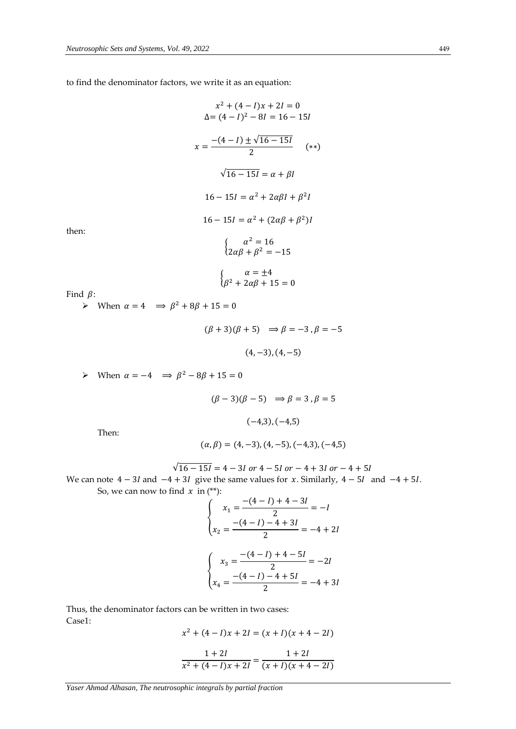to find the denominator factors, we write it as an equation:

$$x^2 + (4 - I)x + 2I = 0$$
$$\Delta = (4 - I)^2 - 8I = 16 - 15I$$

$$x = \frac{-(4 - I) \pm \sqrt{16 - 15I}}{2} \qquad (**)$$

$$\sqrt{16 - 15I} = \alpha + \beta I$$

$$16 - 15I = \alpha^2 + 2\alpha\beta I + \beta^2 I$$

$$16 - 15I = \alpha^2 + (2\alpha\beta + \beta^2)I$$

then:

$$\begin{cases} \alpha^2 = 16 \\ 2\alpha\beta + \beta^2 = -15 \end{cases}$$

$$\begin{cases} \alpha = \pm 4 \\ \beta^2 + 2\alpha\beta + 15 = 0 \end{cases}$$

Find $\beta$:

- When $\alpha = 4 \implies \beta^2 + 8\beta + 15 = 0$

$$(\beta + 3)(\beta + 5) \implies \beta = -3, \beta = -5$$

$$(4, -3), (4, -5)$$

- When $\alpha = -4 \implies \beta^2 - 8\beta + 15 = 0$

$$(\beta - 3)(\beta - 5) \implies \beta = 3, \beta = 5$$

$$(-4,3), (-4,5)$$

Then:

$$(\alpha, \beta) = (4, -3), (4, -5), (-4,3), (-4,5)$$

$$\sqrt{16 - 15I} = 4 - 3I \text{ or } 4 - 5I \text{ or } -4 + 3I \text{ or } -4 + 5I$$

We can note $4 - 3I$ and $-4 + 3I$ give the same values for $x$. Similarly, $4 - 5I$ and $-4 + 5I$.

So, we can now to find $x$ in (**):

$$\begin{cases} x_1 = \dfrac{-(4 - I) + 4 - 3I}{2} = -I \\ x_2 = \dfrac{-(4 - I) - 4 + 3I}{2} = -4 + 2I \end{cases}$$

$$\begin{cases} x_3 = \dfrac{-(4 - I) + 4 - 5I}{2} = -2I \\ x_4 = \dfrac{-(4 - I) - 4 + 5I}{2} = -4 + 3I \end{cases}$$

Thus, the denominator factors can be written in two cases:

Case1:

$$x^2 + (4 - I)x + 2I = (x + I)(x + 4 - 2I)$$

$$\frac{1 + 2I}{x^2 + (4 - I)x + 2I} = \frac{1 + 2I}{(x + I)(x + 4 - 2I)}$$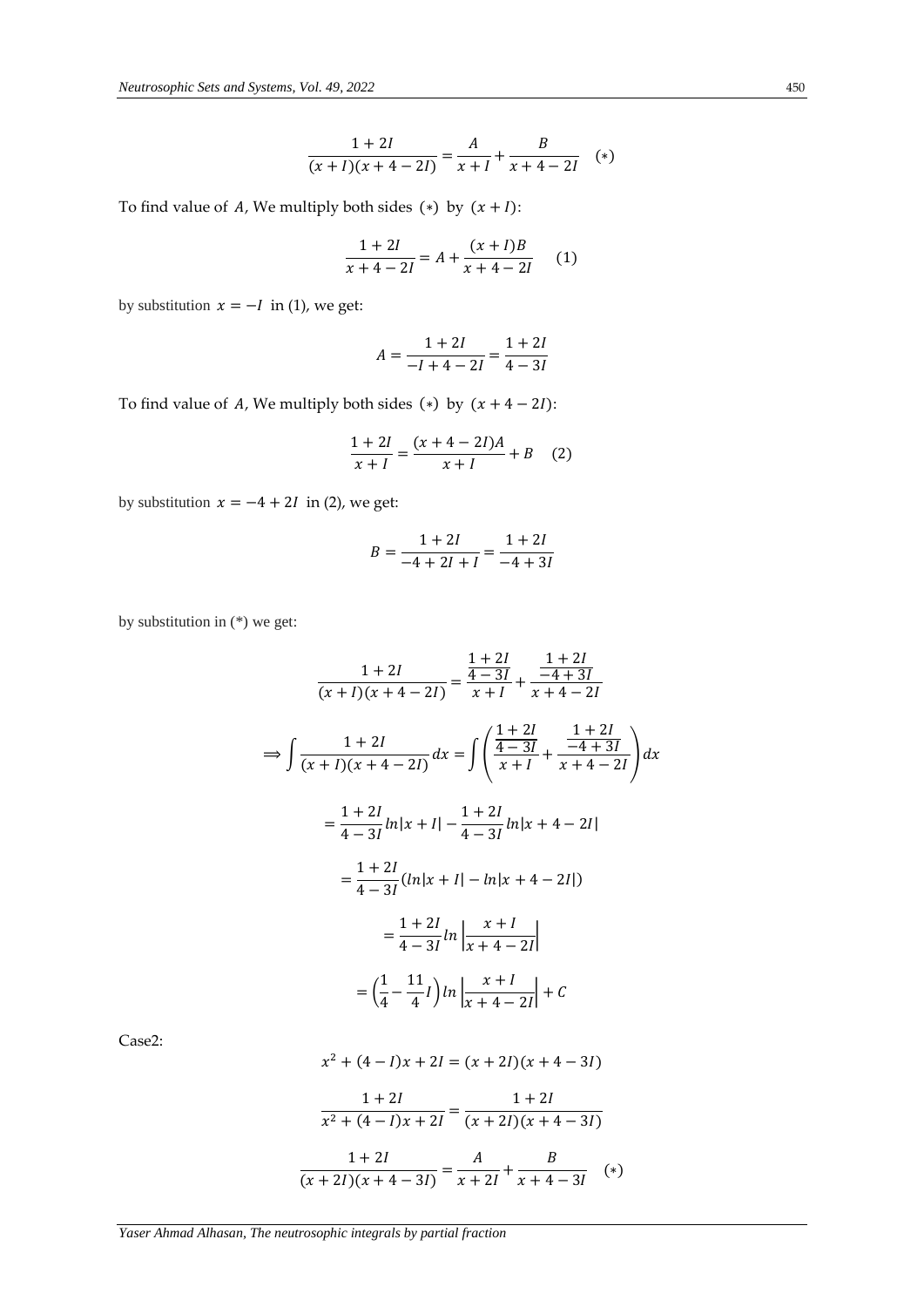$$\frac{1+2I}{(x+I)(x+4-2I)} = \frac{A}{x+I} + \frac{B}{x+4-2I} \quad (*)$$

To find value of $A$, We multiply both sides $(*)$ by $(x+I)$:

$$\frac{1+2I}{x+4-2I} = A + \frac{(x+I)B}{x+4-2I} \quad (1)$$

by substitution $x = -I$ in (1), we get:

$$A = \frac{1+2I}{-I+4-2I} = \frac{1+2I}{4-3I}$$

To find value of $A$, We multiply both sides $(*)$ by $(x+4-2I)$:

$$\frac{1+2I}{x+I} = \frac{(x+4-2I)A}{x+I} + B \quad (2)$$

by substitution $x = -4+2I$ in (2), we get:

$$B = \frac{1+2I}{-4+2I+I} = \frac{1+2I}{-4+3I}$$

by substitution in (*) we get:

$$\frac{1+2I}{(x+I)(x+4-2I)} = \frac{\frac{1+2I}{4-3I}}{x+I} + \frac{\frac{1+2I}{-4+3I}}{x+4-2I}$$

$$\Longrightarrow \int \frac{1+2I}{(x+I)(x+4-2I)}dx = \int \left(\frac{\frac{1+2I}{4-3I}}{x+I} + \frac{\frac{1+2I}{-4+3I}}{x+4-2I}\right)dx$$

$$= \frac{1+2I}{4-3I}\ln|x+I| - \frac{1+2I}{4-3I}\ln|x+4-2I|$$

$$= \frac{1+2I}{4-3I}(\ln|x+I| - \ln|x+4-2I|)$$

$$= \frac{1+2I}{4-3I}\ln\left|\frac{x+I}{x+4-2I}\right|$$

$$= \left(\frac{1}{4} - \frac{11}{4}I\right)\ln\left|\frac{x+I}{x+4-2I}\right| + C$$

Case2:

$$x^2 + (4-I)x + 2I = (x+2I)(x+4-3I)$$

$$\frac{1+2I}{x^2+(4-I)x+2I} = \frac{1+2I}{(x+2I)(x+4-3I)}$$

$$\frac{1+2I}{(x+2I)(x+4-3I)} = \frac{A}{x+2I} + \frac{B}{x+4-3I} \quad (*)$$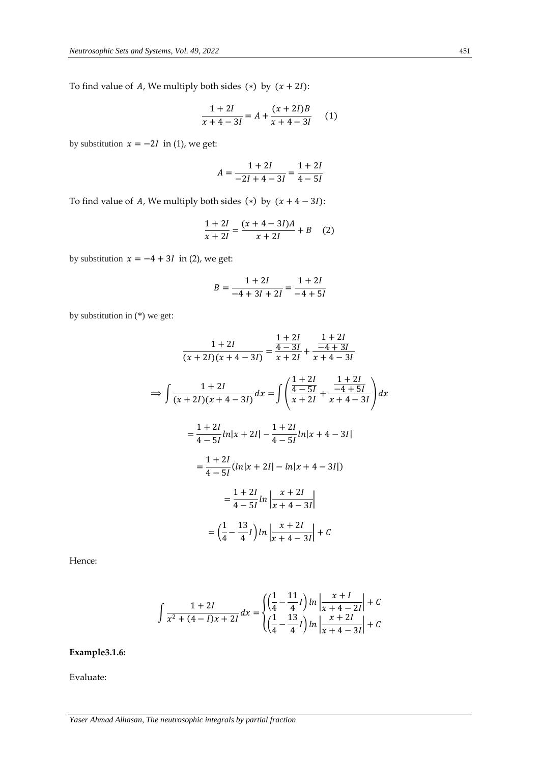To find value of $A$, We multiply both sides $(*)$ by $(x+2I)$:

$$\frac{1+2I}{x+4-3I} = A + \frac{(x+2I)B}{x+4-3I} \quad (1)$$

by substitution $x = -2I$ in (1), we get:

$$A = \frac{1+2I}{-2I+4-3I} = \frac{1+2I}{4-5I}$$

To find value of $A$, We multiply both sides $(*)$ by $(x+4-3I)$:

$$\frac{1+2I}{x+2I} = \frac{(x+4-3I)A}{x+2I} + B \quad (2)$$

by substitution $x = -4+3I$ in (2), we get:

$$B = \frac{1+2I}{-4+3I+2I} = \frac{1+2I}{-4+5I}$$

by substitution in (*) we get:

$$\frac{1+2I}{(x+2I)(x+4-3I)} = \frac{\frac{1+2I}{4-3I}}{x+2I} + \frac{\frac{1+2I}{-4+3I}}{x+4-3I}$$

$$\Longrightarrow \int \frac{1+2I}{(x+2I)(x+4-3I)}dx = \int \left( \frac{\frac{1+2I}{4-5I}}{x+2I} + \frac{\frac{1+2I}{-4+5I}}{x+4-3I} \right) dx$$

$$= \frac{1+2I}{4-5I} ln|x+2I| - \frac{1+2I}{4-5I} ln|x+4-3I|$$

$$= \frac{1+2I}{4-5I} (ln|x+2I| - ln|x+4-3I|)$$

$$= \frac{1+2I}{4-5I} ln\left|\frac{x+2I}{x+4-3I}\right|$$

$$= \left(\frac{1}{4} - \frac{13}{4}I\right) ln\left|\frac{x+2I}{x+4-3I}\right| + C$$

Hence:

$$\int \frac{1+2I}{x^2+(4-I)x+2I}dx = \begin{cases} \left(\frac{1}{4} - \frac{11}{4}I\right) ln\left|\frac{x+I}{x+4-2I}\right| + C \\ \left(\frac{1}{4} - \frac{13}{4}I\right) ln\left|\frac{x+2I}{x+4-3I}\right| + C \end{cases}$$

**Example3.1.6:**

Evaluate: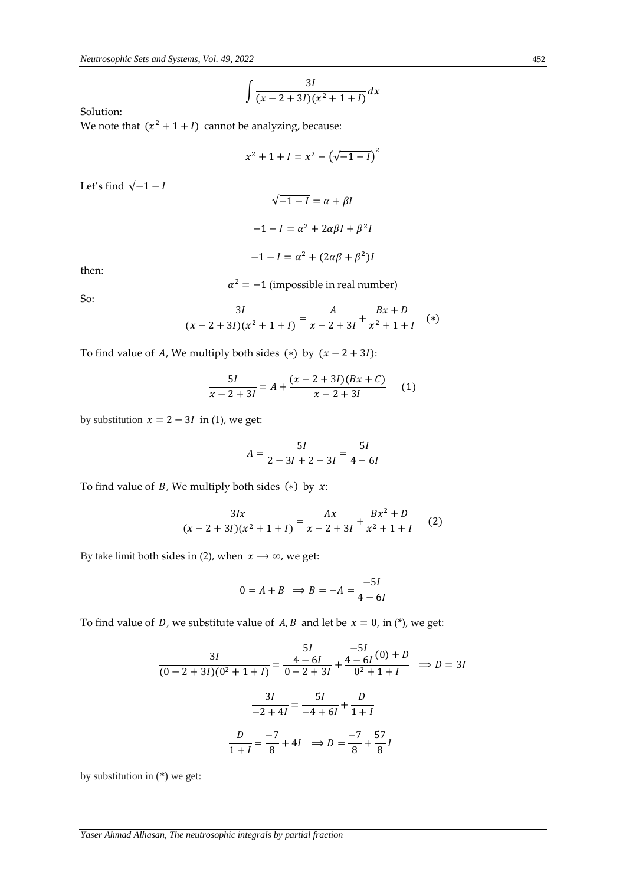$$\int \frac{3I}{(x-2+3I)(x^2+1+I)}dx$$

Solution:

We note that $(x^2+1+I)$ cannot be analyzing, because:

$$x^2+1+I = x^2 - \left(\sqrt{-1-I}\right)^2$$

Let's find $\sqrt{-1-I}$

$$\sqrt{-1-I} = \alpha + \beta I$$

$$-1-I = \alpha^2 + 2\alpha\beta I + \beta^2 I$$

$$-1-I = \alpha^2 + (2\alpha\beta + \beta^2)I$$

then:

$$\alpha^2 = -1 \text{ (impossible in real number)}$$

So:

$$\frac{3I}{(x-2+3I)(x^2+1+I)} = \frac{A}{x-2+3I} + \frac{Bx+D}{x^2+1+I} \quad (*)$$

To find value of $A$, We multiply both sides $(*)$ by $(x-2+3I)$:

$$\frac{5I}{x-2+3I} = A + \frac{(x-2+3I)(Bx+C)}{x-2+3I} \quad (1)$$

by substitution $x = 2-3I$ in (1), we get:

$$A = \frac{5I}{2-3I+2-3I} = \frac{5I}{4-6I}$$

To find value of $B$, We multiply both sides $(*)$ by $x$:

$$\frac{3Ix}{(x-2+3I)(x^2+1+I)} = \frac{Ax}{x-2+3I} + \frac{Bx^2+D}{x^2+1+I} \quad (2)$$

By take limit both sides in (2), when $x \longrightarrow \infty$, we get:

$$0 = A + B \implies B = -A = \frac{-5I}{4-6I}$$

To find value of $D$, we substitute value of $A, B$ and let be $x = 0$, in (*), we get:

$$\frac{3I}{(0-2+3I)(0^2+1+I)} = \frac{\frac{5I}{4-6I}}{0-2+3I} + \frac{\frac{-5I}{4-6I}(0)+D}{0^2+1+I} \implies D = 3I$$

$$\frac{3I}{-2+4I} = \frac{5I}{-4+6I} + \frac{D}{1+I}$$

$$\frac{D}{1+I} = \frac{-7}{8} + 4I \implies D = \frac{-7}{8} + \frac{57}{8}I$$

by substitution in (*) we get: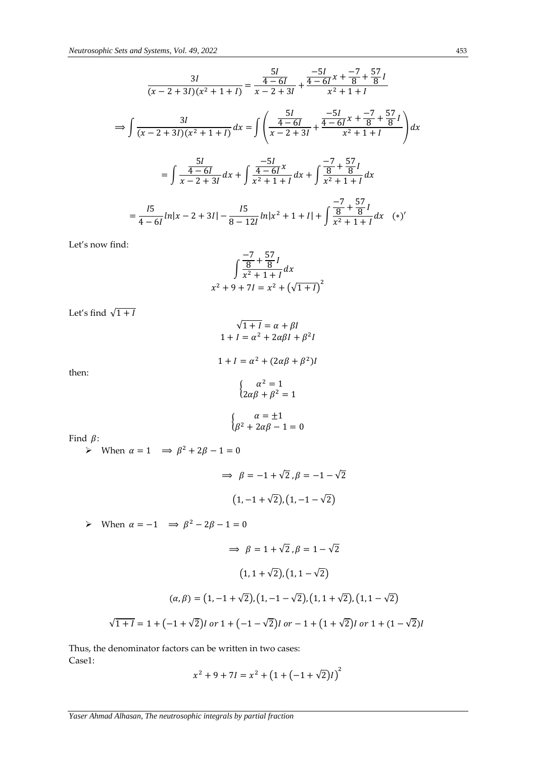$$\frac{3I}{(x-2+3I)(x^2+1+I)} = \frac{\frac{5I}{4-6I}}{x-2+3I} + \frac{\frac{-5I}{4-6I}x + \frac{-7}{8} + \frac{57}{8}I}{x^2+1+I}$$

$$\Rightarrow \int \frac{3I}{(x-2+3I)(x^2+1+I)}dx = \int \left( \frac{\frac{5I}{4-6I}}{x-2+3I} + \frac{\frac{-5I}{4-6I}x + \frac{-7}{8} + \frac{57}{8}I}{x^2+1+I} \right) dx$$

$$= \int \frac{\frac{5I}{4-6I}}{x-2+3I}dx + \int \frac{\frac{-5I}{4-6I}x}{x^2+1+I}dx + \int \frac{\frac{-7}{8} + \frac{57}{8}I}{x^2+1+I}dx$$

$$= \frac{I5}{4-6I}ln|x-2+3I| - \frac{I5}{8-12I}ln|x^2+1+I| + \int \frac{\frac{-7}{8} + \frac{57}{8}I}{x^2+1+I}dx \quad (*)'$$

Let's now find:

$$\int \frac{\frac{-7}{8} + \frac{57}{8}I}{x^2+1+I}dx$$

$$x^2 + 9 + 7I = x^2 + \left(\sqrt{1+I}\right)^2$$

Let's find $\sqrt{1+I}$

$$\sqrt{1+I} = \alpha + \beta I$$

$$1 + I = \alpha^2 + 2\alpha\beta I + \beta^2 I$$

$$1 + I = \alpha^2 + (2\alpha\beta + \beta^2)I$$

then:

$$\begin{cases} \alpha^2 = 1 \\ 2\alpha\beta + \beta^2 = 1 \end{cases}$$

$$\begin{cases} \alpha = \pm 1 \\ \beta^2 + 2\alpha\beta - 1 = 0 \end{cases}$$

Find $\beta$:

- When $\alpha = 1 \quad \Rightarrow \beta^2 + 2\beta - 1 = 0$

$$\Rightarrow \beta = -1 + \sqrt{2}, \beta = -1 - \sqrt{2}$$

$$\left(1, -1 + \sqrt{2}\right), \left(1, -1 - \sqrt{2}\right)$$

- When $\alpha = -1 \quad \Rightarrow \beta^2 - 2\beta - 1 = 0$

$$\Rightarrow \beta = 1 + \sqrt{2}, \beta = 1 - \sqrt{2}$$

$$\left(1, 1 + \sqrt{2}\right), \left(1, 1 - \sqrt{2}\right)$$

$$(\alpha, \beta) = \left(1, -1 + \sqrt{2}\right), \left(1, -1 - \sqrt{2}\right), \left(1, 1 + \sqrt{2}\right), \left(1, 1 - \sqrt{2}\right)$$

$$\sqrt{1+I} = 1 + \left(-1 + \sqrt{2}\right)I \text{ or } 1 + \left(-1 - \sqrt{2}\right)I \text{ or } -1 + \left(1 + \sqrt{2}\right)I \text{ or } 1 + (1 - \sqrt{2})I$$

Thus, the denominator factors can be written in two cases:

Case1:

$$x^2 + 9 + 7I = x^2 + \left(1 + \left(-1 + \sqrt{2}\right)I\right)^2$$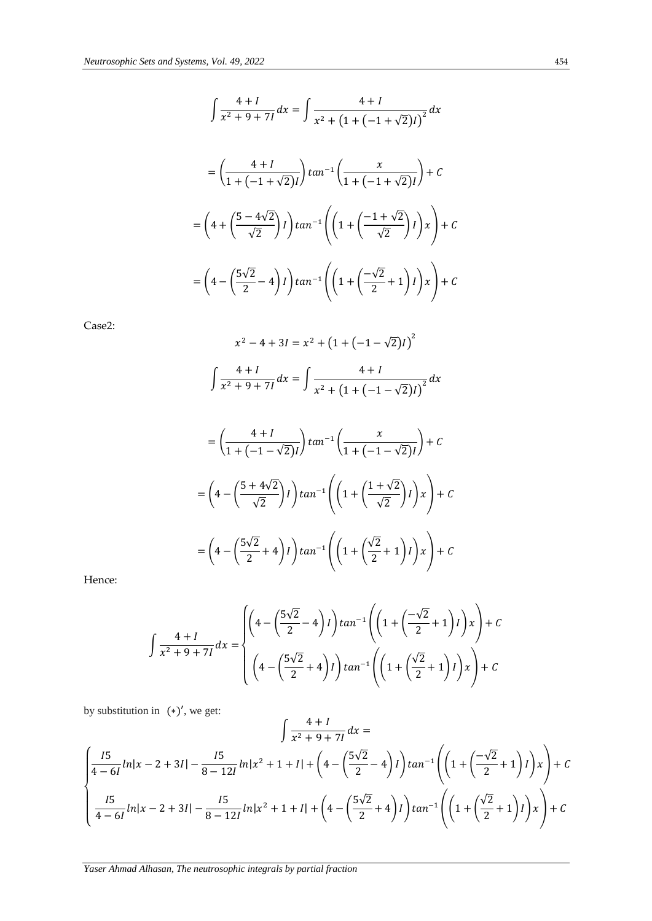$$\int \frac{4+I}{x^2+9+7I}dx = \int \frac{4+I}{x^2+\left(1+\left(-1+\sqrt{2}\right)I\right)^2}dx$$

$$= \left(\frac{4+I}{1+\left(-1+\sqrt{2}\right)I}\right)tan^{-1}\left(\frac{x}{1+\left(-1+\sqrt{2}\right)I}\right)+C$$

$$= \left(4+\left(\frac{5-4\sqrt{2}}{\sqrt{2}}\right)I\right)tan^{-1}\left(\left(1+\left(\frac{-1+\sqrt{2}}{\sqrt{2}}\right)I\right)x\right)+C$$

$$= \left(4-\left(\frac{5\sqrt{2}}{2}-4\right)I\right)tan^{-1}\left(\left(1+\left(\frac{-\sqrt{2}}{2}+1\right)I\right)x\right)+C$$

Case2:

$$x^2-4+3I = x^2+\left(1+\left(-1-\sqrt{2}\right)I\right)^2$$

$$\int \frac{4+I}{x^2+9+7I}dx = \int \frac{4+I}{x^2+\left(1+\left(-1-\sqrt{2}\right)I\right)^2}dx$$

$$= \left(\frac{4+I}{1+\left(-1-\sqrt{2}\right)I}\right)tan^{-1}\left(\frac{x}{1+\left(-1-\sqrt{2}\right)I}\right)+C$$

$$= \left(4-\left(\frac{5+4\sqrt{2}}{\sqrt{2}}\right)I\right)tan^{-1}\left(\left(1+\left(\frac{1+\sqrt{2}}{\sqrt{2}}\right)I\right)x\right)+C$$

$$= \left(4-\left(\frac{5\sqrt{2}}{2}+4\right)I\right)tan^{-1}\left(\left(1+\left(\frac{\sqrt{2}}{2}+1\right)I\right)x\right)+C$$

Hence:

$$\int \frac{4+I}{x^2+9+7I}dx = \begin{cases} \left(4-\left(\frac{5\sqrt{2}}{2}-4\right)I\right)tan^{-1}\left(\left(1+\left(\frac{-\sqrt{2}}{2}+1\right)I\right)x\right)+C \\ \left(4-\left(\frac{5\sqrt{2}}{2}+4\right)I\right)tan^{-1}\left(\left(1+\left(\frac{\sqrt{2}}{2}+1\right)I\right)x\right)+C \end{cases}$$

by substitution in $(*)'$, we get:

$$\int \frac{4+I}{x^2+9+7I}dx =$$

$$\begin{cases} \frac{I5}{4-6I}ln|x-2+3I| - \frac{I5}{8-12I}ln|x^2+1+I| + \left(4-\left(\frac{5\sqrt{2}}{2}-4\right)I\right)tan^{-1}\left(\left(1+\left(\frac{-\sqrt{2}}{2}+1\right)I\right)x\right)+C \\ \frac{I5}{4-6I}ln|x-2+3I| - \frac{I5}{8-12I}ln|x^2+1+I| + \left(4-\left(\frac{5\sqrt{2}}{2}+4\right)I\right)tan^{-1}\left(\left(1+\left(\frac{\sqrt{2}}{2}+1\right)I\right)x\right)+C \end{cases}$$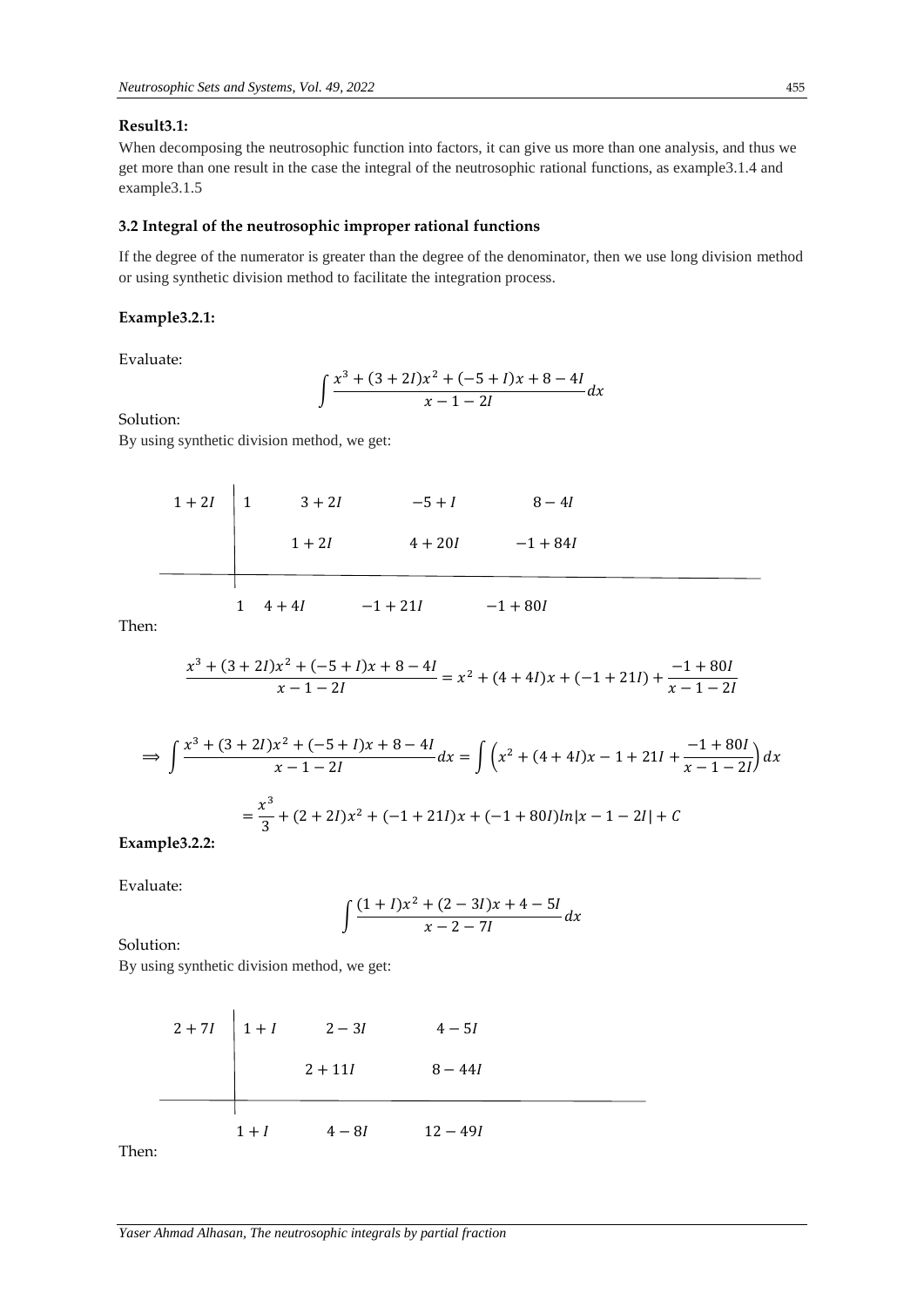**Result3.1:**

When decomposing the neutrosophic function into factors, it can give us more than one analysis, and thus we get more than one result in the case the integral of the neutrosophic rational functions, as example3.1.4 and example3.1.5

### 3.2 Integral of the neutrosophic improper rational functions

If the degree of the numerator is greater than the degree of the denominator, then we use long division method or using synthetic division method to facilitate the integration process.

**Example3.2.1:**

Evaluate:

$$\int \frac{x^3 + (3+2I)x^2 + (-5+I)x + 8 - 4I}{x - 1 - 2I} dx$$

Solution:

By using synthetic division method, we get:

| $1+2I$ | $1$ | $3+2I$ | $-5+I$ | $8-4I$ |
|---|---|---|---|---|
| | | $1+2I$ | $4+20I$ | $-1+84I$ |
| | $1$ | $4+4I$ | $-1+21I$ | $-1+80I$ |

Then:

$$\frac{x^3 + (3+2I)x^2 + (-5+I)x + 8 - 4I}{x - 1 - 2I} = x^2 + (4+4I)x + (-1+21I) + \frac{-1+80I}{x-1-2I}$$

$$\Rightarrow \int \frac{x^3 + (3+2I)x^2 + (-5+I)x + 8 - 4I}{x - 1 - 2I} dx = \int \left(x^2 + (4+4I)x - 1 + 21I + \frac{-1+80I}{x-1-2I}\right) dx$$

$$= \frac{x^3}{3} + (2+2I)x^2 + (-1+21I)x + (-1+80I)ln|x-1-2I| + C$$

**Example3.2.2:**

Evaluate:

$$\int \frac{(1+I)x^2 + (2-3I)x + 4 - 5I}{x - 2 - 7I} dx$$

Solution:

By using synthetic division method, we get:

| $2+7I$ | $1+I$ | $2-3I$ | $4-5I$ |
|---|---|---|---|
| | | $2+11I$ | $8-44I$ |
| | $1+I$ | $4-8I$ | $12-49I$ |

Then: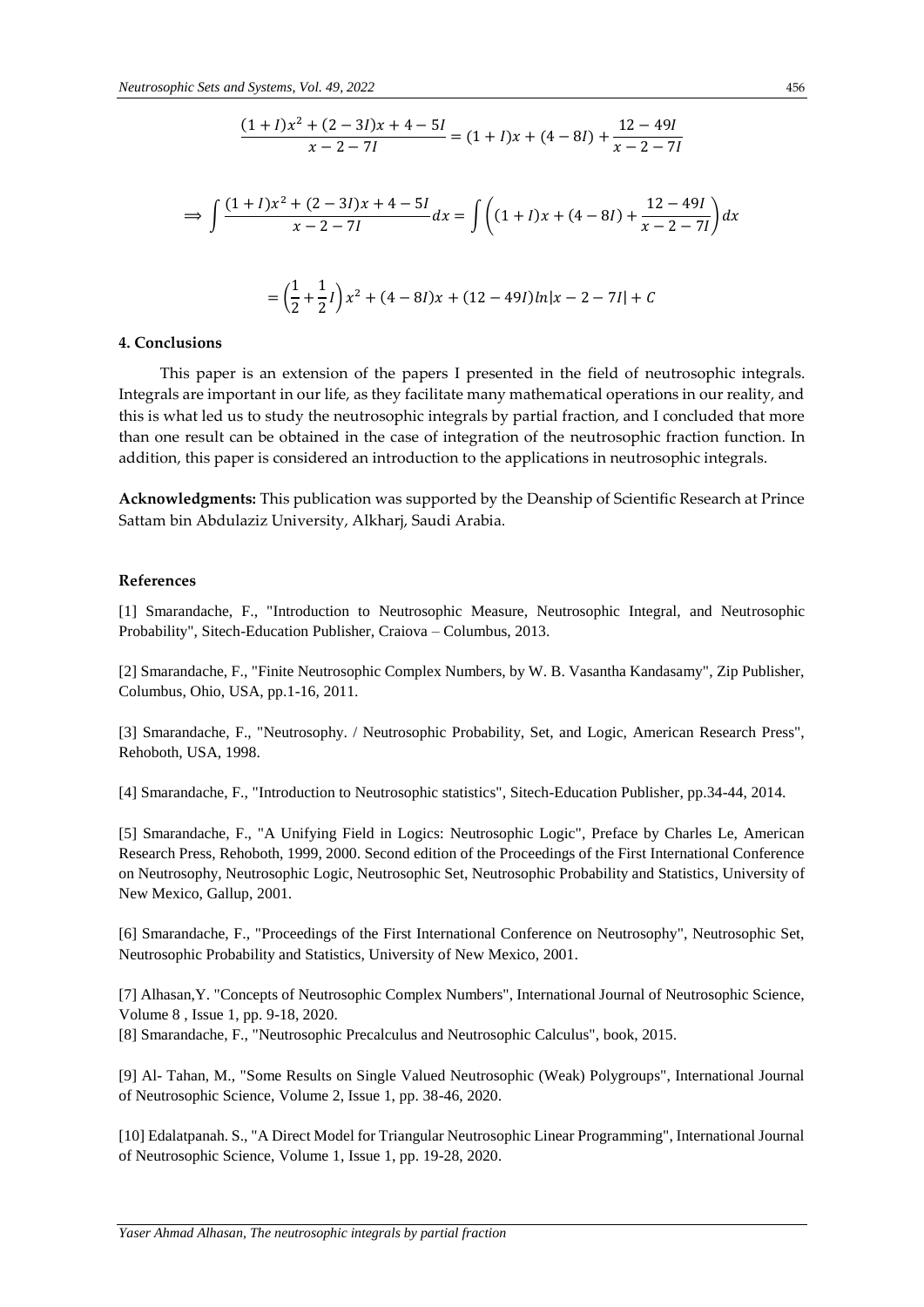$$\frac{(1+I)x^2+(2-3I)x+4-5I}{x-2-7I}=(1+I)x+(4-8I)+\frac{12-49I}{x-2-7I}$$

$$\Longrightarrow \int \frac{(1+I)x^2+(2-3I)x+4-5I}{x-2-7I}dx=\int \left((1+I)x+(4-8I)+\frac{12-49I}{x-2-7I}\right)dx$$

$$=\left(\frac{1}{2}+\frac{1}{2}I\right)x^2+(4-8I)x+(12-49I)ln|x-2-7I|+C$$

## 4. Conclusions

This paper is an extension of the papers I presented in the field of neutrosophic integrals. Integrals are important in our life, as they facilitate many mathematical operations in our reality, and this is what led us to study the neutrosophic integrals by partial fraction, and I concluded that more than one result can be obtained in the case of integration of the neutrosophic fraction function. In addition, this paper is considered an introduction to the applications in neutrosophic integrals.

**Acknowledgments:** This publication was supported by the Deanship of Scientific Research at Prince Sattam bin Abdulaziz University, Alkharj, Saudi Arabia.

## References

[1] Smarandache, F., "Introduction to Neutrosophic Measure, Neutrosophic Integral, and Neutrosophic Probability", Sitech-Education Publisher, Craiova – Columbus, 2013.

[2] Smarandache, F., "Finite Neutrosophic Complex Numbers, by W. B. Vasantha Kandasamy", Zip Publisher, Columbus, Ohio, USA, pp.1-16, 2011.

[3] Smarandache, F., "Neutrosophy. / Neutrosophic Probability, Set, and Logic, American Research Press", Rehoboth, USA, 1998.

[4] Smarandache, F., "Introduction to Neutrosophic statistics", Sitech-Education Publisher, pp.34-44, 2014.

[5] Smarandache, F., "A Unifying Field in Logics: Neutrosophic Logic", Preface by Charles Le, American Research Press, Rehoboth, 1999, 2000. Second edition of the Proceedings of the First International Conference on Neutrosophy, Neutrosophic Logic, Neutrosophic Set, Neutrosophic Probability and Statistics, University of New Mexico, Gallup, 2001.

[6] Smarandache, F., "Proceedings of the First International Conference on Neutrosophy", Neutrosophic Set, Neutrosophic Probability and Statistics, University of New Mexico, 2001.

[7] Alhasan,Y. "Concepts of Neutrosophic Complex Numbers", International Journal of Neutrosophic Science, Volume 8 , Issue 1, pp. 9-18, 2020.

[8] Smarandache, F., "Neutrosophic Precalculus and Neutrosophic Calculus", book, 2015.

[9] Al- Tahan, M., "Some Results on Single Valued Neutrosophic (Weak) Polygroups", International Journal of Neutrosophic Science, Volume 2, Issue 1, pp. 38-46, 2020.

[10] Edalatpanah. S., "A Direct Model for Triangular Neutrosophic Linear Programming", International Journal of Neutrosophic Science, Volume 1, Issue 1, pp. 19-28, 2020.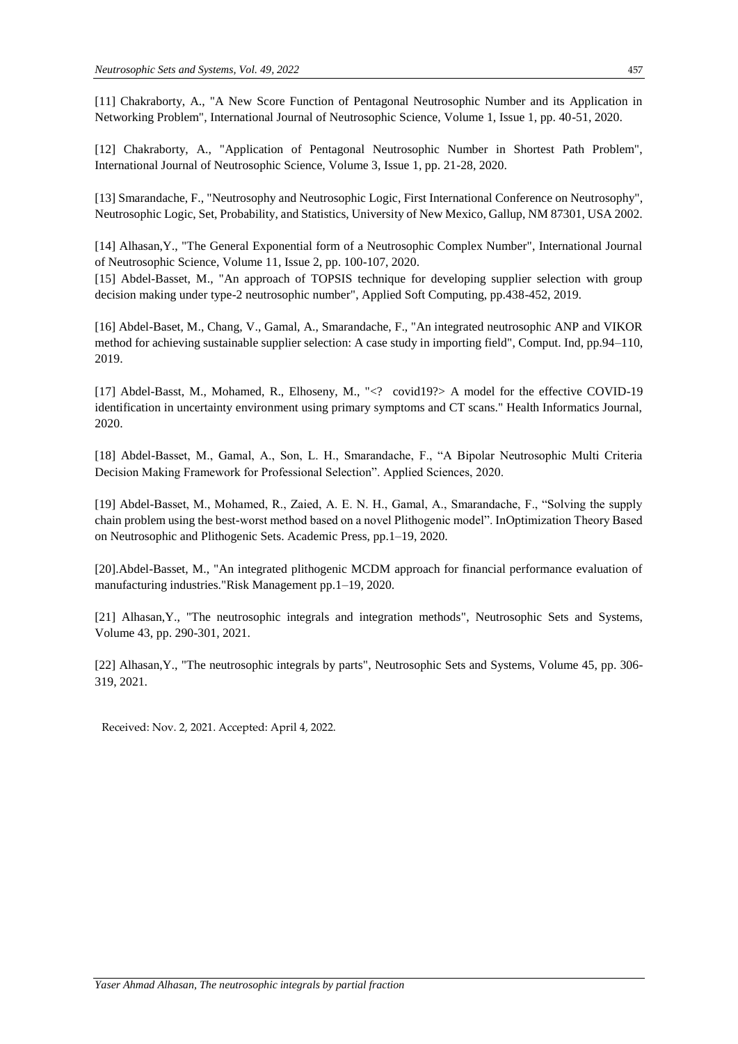[11] Chakraborty, A., "A New Score Function of Pentagonal Neutrosophic Number and its Application in Networking Problem", International Journal of Neutrosophic Science, Volume 1, Issue 1, pp. 40-51, 2020.

[12] Chakraborty, A., "Application of Pentagonal Neutrosophic Number in Shortest Path Problem", International Journal of Neutrosophic Science, Volume 3, Issue 1, pp. 21-28, 2020.

[13] Smarandache, F., "Neutrosophy and Neutrosophic Logic, First International Conference on Neutrosophy", Neutrosophic Logic, Set, Probability, and Statistics, University of New Mexico, Gallup, NM 87301, USA 2002.

[14] Alhasan,Y., "The General Exponential form of a Neutrosophic Complex Number", International Journal of Neutrosophic Science, Volume 11, Issue 2, pp. 100-107, 2020.

[15] Abdel-Basset, M., "An approach of TOPSIS technique for developing supplier selection with group decision making under type-2 neutrosophic number", Applied Soft Computing, pp.438-452, 2019.

[16] Abdel-Baset, M., Chang, V., Gamal, A., Smarandache, F., "An integrated neutrosophic ANP and VIKOR method for achieving sustainable supplier selection: A case study in importing field", Comput. Ind, pp.94–110, 2019.

[17] Abdel-Basst, M., Mohamed, R., Elhoseny, M., "<? covid19?> A model for the effective COVID-19 identification in uncertainty environment using primary symptoms and CT scans." Health Informatics Journal, 2020.

[18] Abdel-Basset, M., Gamal, A., Son, L. H., Smarandache, F., "A Bipolar Neutrosophic Multi Criteria Decision Making Framework for Professional Selection". Applied Sciences, 2020.

[19] Abdel-Basset, M., Mohamed, R., Zaied, A. E. N. H., Gamal, A., Smarandache, F., "Solving the supply chain problem using the best-worst method based on a novel Plithogenic model". InOptimization Theory Based on Neutrosophic and Plithogenic Sets. Academic Press, pp.1–19, 2020.

[20].Abdel-Basset, M., "An integrated plithogenic MCDM approach for financial performance evaluation of manufacturing industries."Risk Management pp.1–19, 2020.

[21] Alhasan,Y., "The neutrosophic integrals and integration methods", Neutrosophic Sets and Systems, Volume 43, pp. 290-301, 2021.

[22] Alhasan,Y., "The neutrosophic integrals by parts", Neutrosophic Sets and Systems, Volume 45, pp. 306-319, 2021.

Received: Nov. 2, 2021. Accepted: April 4, 2022.